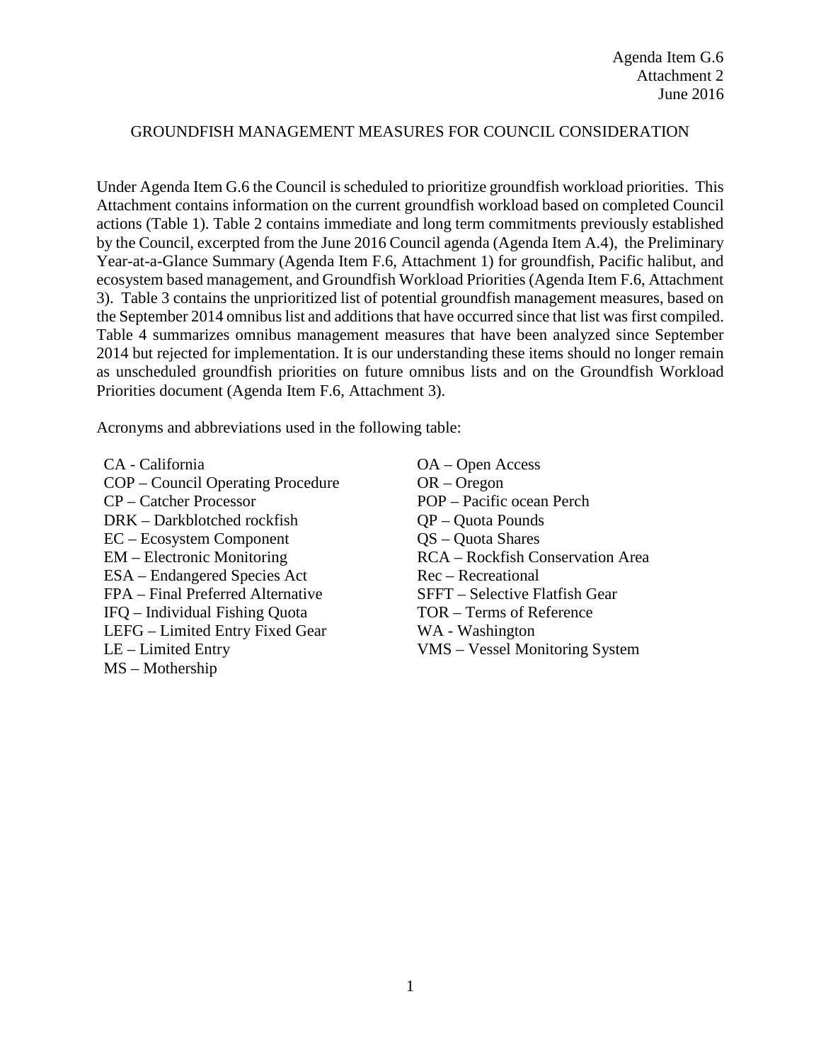Agenda Item G.6
Attachment 2
June 2016

# GROUNDFISH MANAGEMENT MEASURES FOR COUNCIL CONSIDERATION

Under Agenda Item G.6 the Council is scheduled to prioritize groundfish workload priorities. This Attachment contains information on the current groundfish workload based on completed Council actions (Table 1). Table 2 contains immediate and long term commitments previously established by the Council, excerpted from the June 2016 Council agenda (Agenda Item A.4), the Preliminary Year-at-a-Glance Summary (Agenda Item F.6, Attachment 1) for groundfish, Pacific halibut, and ecosystem based management, and Groundfish Workload Priorities (Agenda Item F.6, Attachment 3). Table 3 contains the unprioritized list of potential groundfish management measures, based on the September 2014 omnibus list and additions that have occurred since that list was first compiled. Table 4 summarizes omnibus management measures that have been analyzed since September 2014 but rejected for implementation. It is our understanding these items should no longer remain as unscheduled groundfish priorities on future omnibus lists and on the Groundfish Workload Priorities document (Agenda Item F.6, Attachment 3).

Acronyms and abbreviations used in the following table:

- CA - California
- COP – Council Operating Procedure
- CP – Catcher Processor
- DRK – Darkblotched rockfish
- EC – Ecosystem Component
- EM – Electronic Monitoring
- ESA – Endangered Species Act
- FPA – Final Preferred Alternative
- IFQ – Individual Fishing Quota
- LEFG – Limited Entry Fixed Gear
- LE – Limited Entry
- MS – Mothership
- OA – Open Access
- OR – Oregon
- POP – Pacific ocean Perch
- QP – Quota Pounds
- QS – Quota Shares
- RCA – Rockfish Conservation Area
- Rec – Recreational
- SFFT – Selective Flatfish Gear
- TOR – Terms of Reference
- WA - Washington
- VMS – Vessel Monitoring System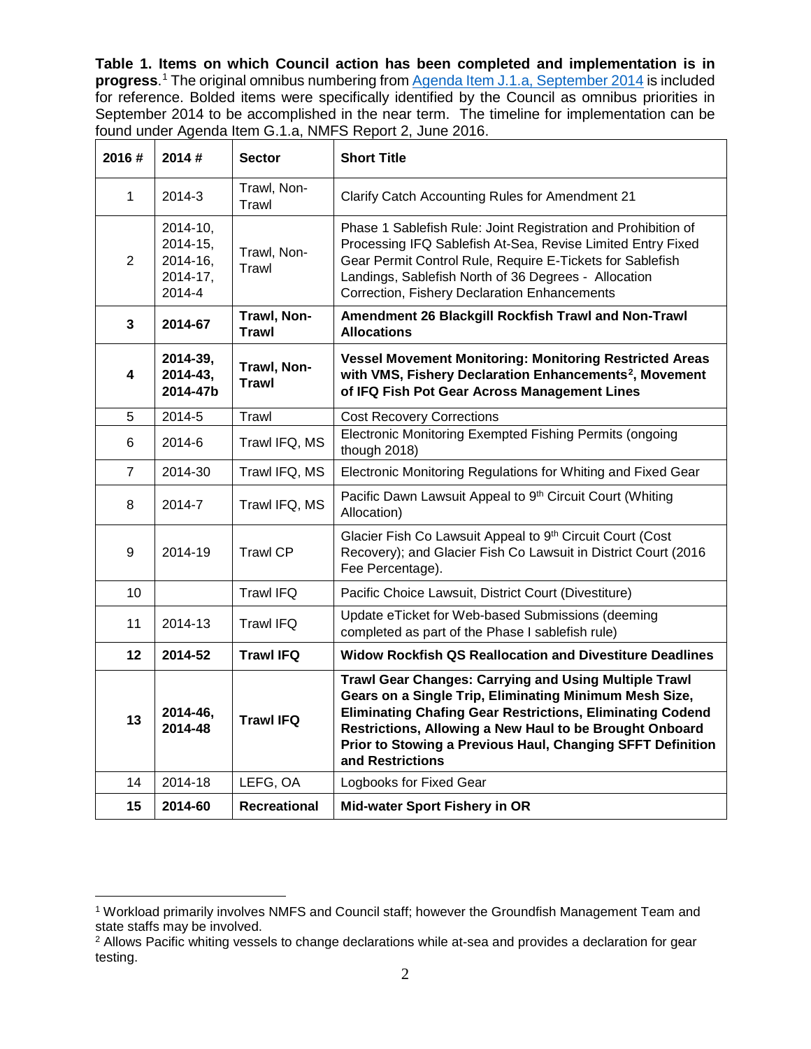**Table 1. Items on which Council action has been completed and implementation is in progress**.[1] The original omnibus numbering from [Agenda Item J.1.a, September 2014] is included for reference. Bolded items were specifically identified by the Council as omnibus priorities in September 2014 to be accomplished in the near term. The timeline for implementation can be found under Agenda Item G.1.a, NMFS Report 2, June 2016.

| 2016 # | 2014 # | Sector | Short Title |
|---|---|---|---|
| 1 | 2014-3 | Trawl, Non-Trawl | Clarify Catch Accounting Rules for Amendment 21 |
| 2 | 2014-10, 2014-15, 2014-16, 2014-17, 2014-4 | Trawl, Non-Trawl | Phase 1 Sablefish Rule: Joint Registration and Prohibition of Processing IFQ Sablefish At-Sea, Revise Limited Entry Fixed Gear Permit Control Rule, Require E-Tickets for Sablefish Landings, Sablefish North of 36 Degrees - Allocation Correction, Fishery Declaration Enhancements |
| **3** | **2014-67** | **Trawl, Non-Trawl** | **Amendment 26 Blackgill Rockfish Trawl and Non-Trawl Allocations** |
| **4** | **2014-39, 2014-43, 2014-47b** | **Trawl, Non-Trawl** | **Vessel Movement Monitoring: Monitoring Restricted Areas with VMS, Fishery Declaration Enhancements[2], Movement of IFQ Fish Pot Gear Across Management Lines** |
| 5 | 2014-5 | Trawl | Cost Recovery Corrections |
| 6 | 2014-6 | Trawl IFQ, MS | Electronic Monitoring Exempted Fishing Permits (ongoing though 2018) |
| 7 | 2014-30 | Trawl IFQ, MS | Electronic Monitoring Regulations for Whiting and Fixed Gear |
| 8 | 2014-7 | Trawl IFQ, MS | Pacific Dawn Lawsuit Appeal to 9th Circuit Court (Whiting Allocation) |
| 9 | 2014-19 | Trawl CP | Glacier Fish Co Lawsuit Appeal to 9th Circuit Court (Cost Recovery); and Glacier Fish Co Lawsuit in District Court (2016 Fee Percentage). |
| 10 | | Trawl IFQ | Pacific Choice Lawsuit, District Court (Divestiture) |
| 11 | 2014-13 | Trawl IFQ | Update eTicket for Web-based Submissions (deeming completed as part of the Phase I sablefish rule) |
| **12** | **2014-52** | **Trawl IFQ** | **Widow Rockfish QS Reallocation and Divestiture Deadlines** |
| **13** | **2014-46, 2014-48** | **Trawl IFQ** | **Trawl Gear Changes: Carrying and Using Multiple Trawl Gears on a Single Trip, Eliminating Minimum Mesh Size, Eliminating Chafing Gear Restrictions, Eliminating Codend Restrictions, Allowing a New Haul to be Brought Onboard Prior to Stowing a Previous Haul, Changing SFFT Definition and Restrictions** |
| 14 | 2014-18 | LEFG, OA | Logbooks for Fixed Gear |
| **15** | **2014-60** | **Recreational** | **Mid-water Sport Fishery in OR** |

---

[1] Workload primarily involves NMFS and Council staff; however the Groundfish Management Team and state staffs may be involved.

[2] Allows Pacific whiting vessels to change declarations while at-sea and provides a declaration for gear testing.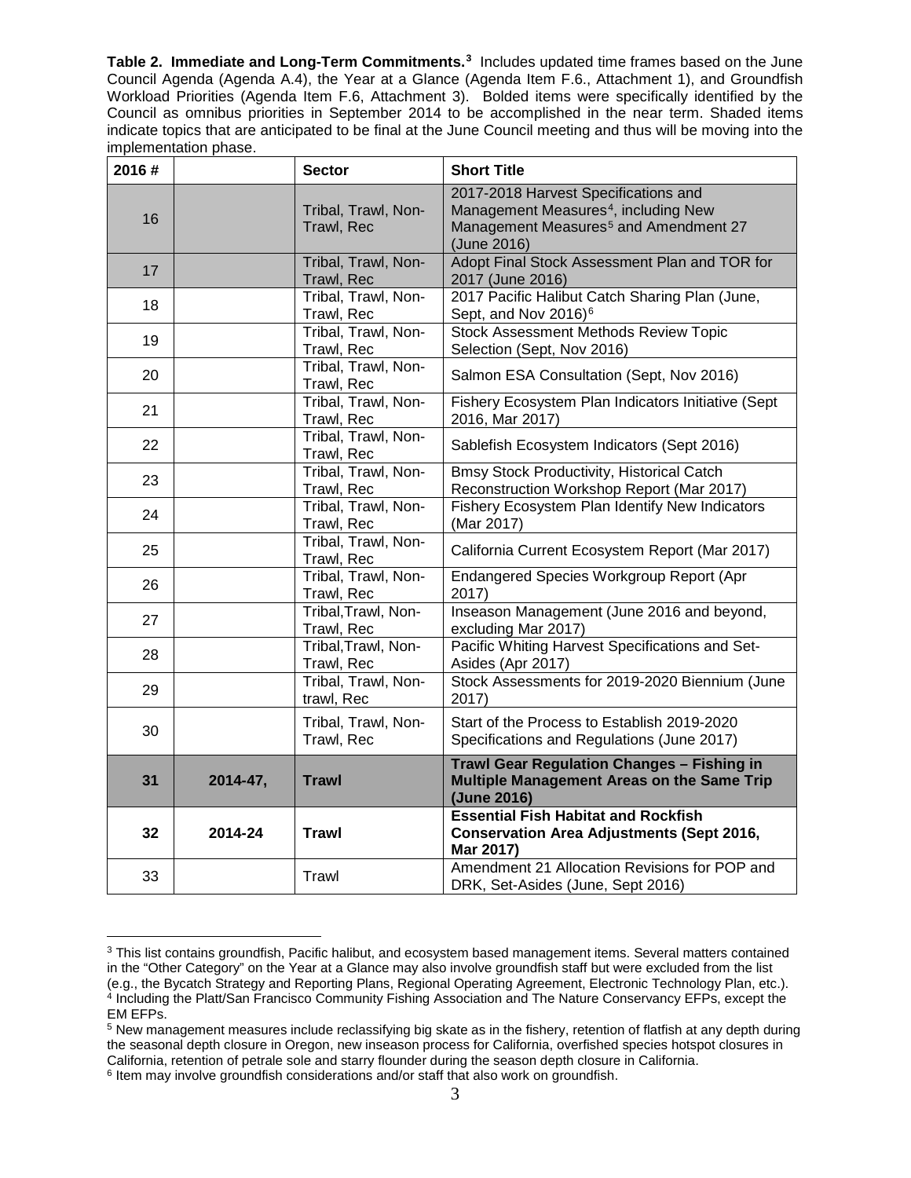**Table 2. Immediate and Long-Term Commitments.**[3] Includes updated time frames based on the June Council Agenda (Agenda A.4), the Year at a Glance (Agenda Item F.6., Attachment 1), and Groundfish Workload Priorities (Agenda Item F.6, Attachment 3). Bolded items were specifically identified by the Council as omnibus priorities in September 2014 to be accomplished in the near term. Shaded items indicate topics that are anticipated to be final at the June Council meeting and thus will be moving into the implementation phase.

| 2016 # | | Sector | Short Title |
|---|---|---|---|
| 16 | | Tribal, Trawl, Non-Trawl, Rec | 2017-2018 Harvest Specifications and Management Measures[4], including New Management Measures[5] and Amendment 27 (June 2016) |
| 17 | | Tribal, Trawl, Non-Trawl, Rec | Adopt Final Stock Assessment Plan and TOR for 2017 (June 2016) |
| 18 | | Tribal, Trawl, Non-Trawl, Rec | 2017 Pacific Halibut Catch Sharing Plan (June, Sept, and Nov 2016)[6] |
| 19 | | Tribal, Trawl, Non-Trawl, Rec | Stock Assessment Methods Review Topic Selection (Sept, Nov 2016) |
| 20 | | Tribal, Trawl, Non-Trawl, Rec | Salmon ESA Consultation (Sept, Nov 2016) |
| 21 | | Tribal, Trawl, Non-Trawl, Rec | Fishery Ecosystem Plan Indicators Initiative (Sept 2016, Mar 2017) |
| 22 | | Tribal, Trawl, Non-Trawl, Rec | Sablefish Ecosystem Indicators (Sept 2016) |
| 23 | | Tribal, Trawl, Non-Trawl, Rec | Bmsy Stock Productivity, Historical Catch Reconstruction Workshop Report (Mar 2017) |
| 24 | | Tribal, Trawl, Non-Trawl, Rec | Fishery Ecosystem Plan Identify New Indicators (Mar 2017) |
| 25 | | Tribal, Trawl, Non-Trawl, Rec | California Current Ecosystem Report (Mar 2017) |
| 26 | | Tribal, Trawl, Non-Trawl, Rec | Endangered Species Workgroup Report (Apr 2017) |
| 27 | | Tribal,Trawl, Non-Trawl, Rec | Inseason Management (June 2016 and beyond, excluding Mar 2017) |
| 28 | | Tribal,Trawl, Non-Trawl, Rec | Pacific Whiting Harvest Specifications and Set-Asides (Apr 2017) |
| 29 | | Tribal, Trawl, Non-trawl, Rec | Stock Assessments for 2019-2020 Biennium (June 2017) |
| 30 | | Tribal, Trawl, Non-Trawl, Rec | Start of the Process to Establish 2019-2020 Specifications and Regulations (June 2017) |
| **31** | **2014-47,** | **Trawl** | **Trawl Gear Regulation Changes – Fishing in Multiple Management Areas on the Same Trip (June 2016)** |
| **32** | **2014-24** | **Trawl** | **Essential Fish Habitat and Rockfish Conservation Area Adjustments (Sept 2016, Mar 2017)** |
| 33 | | Trawl | Amendment 21 Allocation Revisions for POP and DRK, Set-Asides (June, Sept 2016) |

[3] This list contains groundfish, Pacific halibut, and ecosystem based management items. Several matters contained in the "Other Category" on the Year at a Glance may also involve groundfish staff but were excluded from the list (e.g., the Bycatch Strategy and Reporting Plans, Regional Operating Agreement, Electronic Technology Plan, etc.).
[4] Including the Platt/San Francisco Community Fishing Association and The Nature Conservancy EFPs, except the EM EFPs.
[5] New management measures include reclassifying big skate as in the fishery, retention of flatfish at any depth during the seasonal depth closure in Oregon, new inseason process for California, overfished species hotspot closures in California, retention of petrale sole and starry flounder during the season depth closure in California.
[6] Item may involve groundfish considerations and/or staff that also work on groundfish.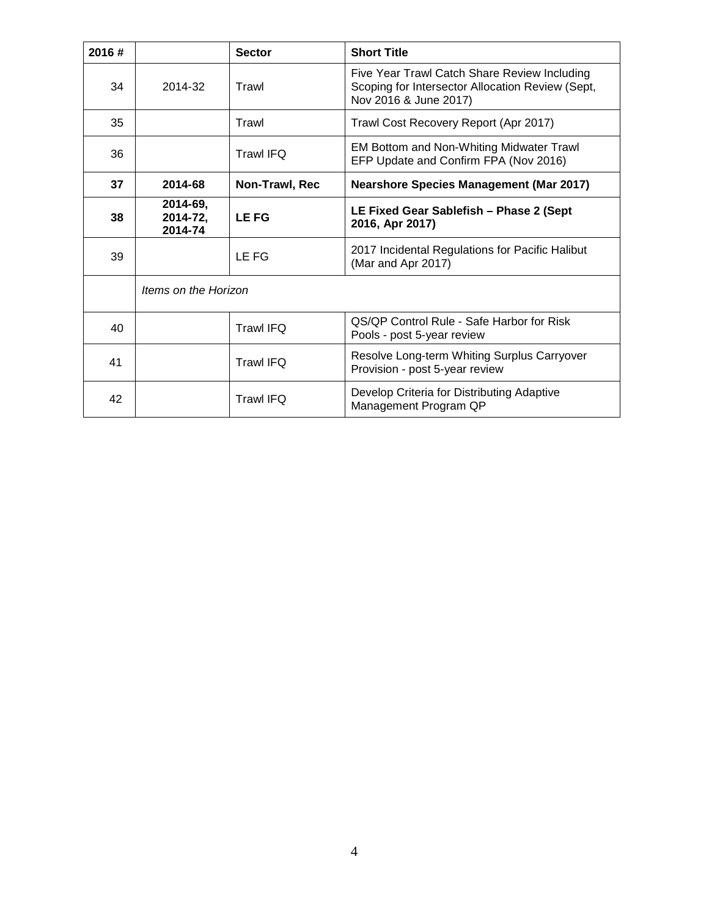| 2016 # | | Sector | Short Title |
|---|---|---|---|
| 34 | 2014-32 | Trawl | Five Year Trawl Catch Share Review Including Scoping for Intersector Allocation Review (Sept, Nov 2016 & June 2017) |
| 35 | | Trawl | Trawl Cost Recovery Report (Apr 2017) |
| 36 | | Trawl IFQ | EM Bottom and Non-Whiting Midwater Trawl EFP Update and Confirm FPA (Nov 2016) |
| **37** | **2014-68** | **Non-Trawl, Rec** | **Nearshore Species Management (Mar 2017)** |
| **38** | **2014-69, 2014-72, 2014-74** | **LE FG** | **LE Fixed Gear Sablefish – Phase 2 (Sept 2016, Apr 2017)** |
| 39 | | LE FG | 2017 Incidental Regulations for Pacific Halibut (Mar and Apr 2017) |
| | *Items on the Horizon* | | |
| 40 | | Trawl IFQ | QS/QP Control Rule - Safe Harbor for Risk Pools - post 5-year review |
| 41 | | Trawl IFQ | Resolve Long-term Whiting Surplus Carryover Provision - post 5-year review |
| 42 | | Trawl IFQ | Develop Criteria for Distributing Adaptive Management Program QP |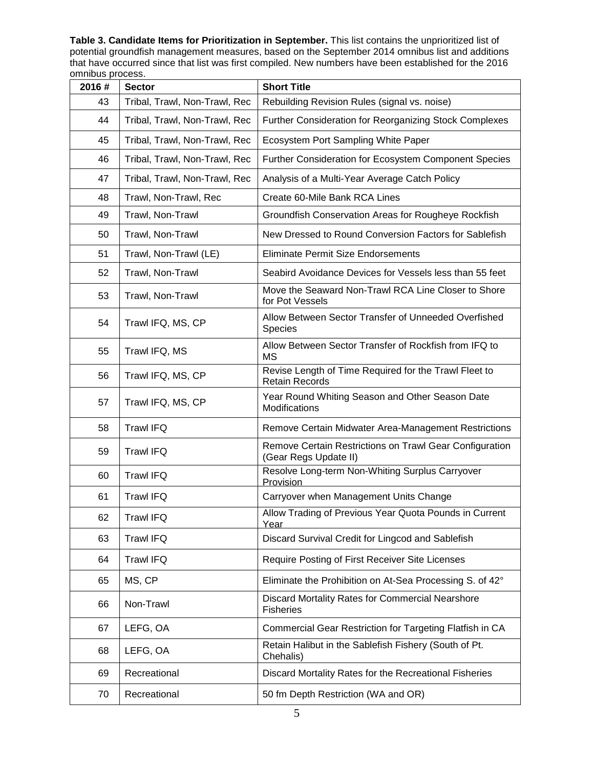**Table 3. Candidate Items for Prioritization in September.** This list contains the unprioritized list of potential groundfish management measures, based on the September 2014 omnibus list and additions that have occurred since that list was first compiled. New numbers have been established for the 2016 omnibus process.

| 2016 # | Sector | Short Title |
|---|---|---|
| 43 | Tribal, Trawl, Non-Trawl, Rec | Rebuilding Revision Rules (signal vs. noise) |
| 44 | Tribal, Trawl, Non-Trawl, Rec | Further Consideration for Reorganizing Stock Complexes |
| 45 | Tribal, Trawl, Non-Trawl, Rec | Ecosystem Port Sampling White Paper |
| 46 | Tribal, Trawl, Non-Trawl, Rec | Further Consideration for Ecosystem Component Species |
| 47 | Tribal, Trawl, Non-Trawl, Rec | Analysis of a Multi-Year Average Catch Policy |
| 48 | Trawl, Non-Trawl, Rec | Create 60-Mile Bank RCA Lines |
| 49 | Trawl, Non-Trawl | Groundfish Conservation Areas for Rougheye Rockfish |
| 50 | Trawl, Non-Trawl | New Dressed to Round Conversion Factors for Sablefish |
| 51 | Trawl, Non-Trawl (LE) | Eliminate Permit Size Endorsements |
| 52 | Trawl, Non-Trawl | Seabird Avoidance Devices for Vessels less than 55 feet |
| 53 | Trawl, Non-Trawl | Move the Seaward Non-Trawl RCA Line Closer to Shore for Pot Vessels |
| 54 | Trawl IFQ, MS, CP | Allow Between Sector Transfer of Unneeded Overfished Species |
| 55 | Trawl IFQ, MS | Allow Between Sector Transfer of Rockfish from IFQ to MS |
| 56 | Trawl IFQ, MS, CP | Revise Length of Time Required for the Trawl Fleet to Retain Records |
| 57 | Trawl IFQ, MS, CP | Year Round Whiting Season and Other Season Date Modifications |
| 58 | Trawl IFQ | Remove Certain Midwater Area-Management Restrictions |
| 59 | Trawl IFQ | Remove Certain Restrictions on Trawl Gear Configuration (Gear Regs Update II) |
| 60 | Trawl IFQ | Resolve Long-term Non-Whiting Surplus Carryover Provision |
| 61 | Trawl IFQ | Carryover when Management Units Change |
| 62 | Trawl IFQ | Allow Trading of Previous Year Quota Pounds in Current Year |
| 63 | Trawl IFQ | Discard Survival Credit for Lingcod and Sablefish |
| 64 | Trawl IFQ | Require Posting of First Receiver Site Licenses |
| 65 | MS, CP | Eliminate the Prohibition on At-Sea Processing S. of 42° |
| 66 | Non-Trawl | Discard Mortality Rates for Commercial Nearshore Fisheries |
| 67 | LEFG, OA | Commercial Gear Restriction for Targeting Flatfish in CA |
| 68 | LEFG, OA | Retain Halibut in the Sablefish Fishery (South of Pt. Chehalis) |
| 69 | Recreational | Discard Mortality Rates for the Recreational Fisheries |
| 70 | Recreational | 50 fm Depth Restriction (WA and OR) |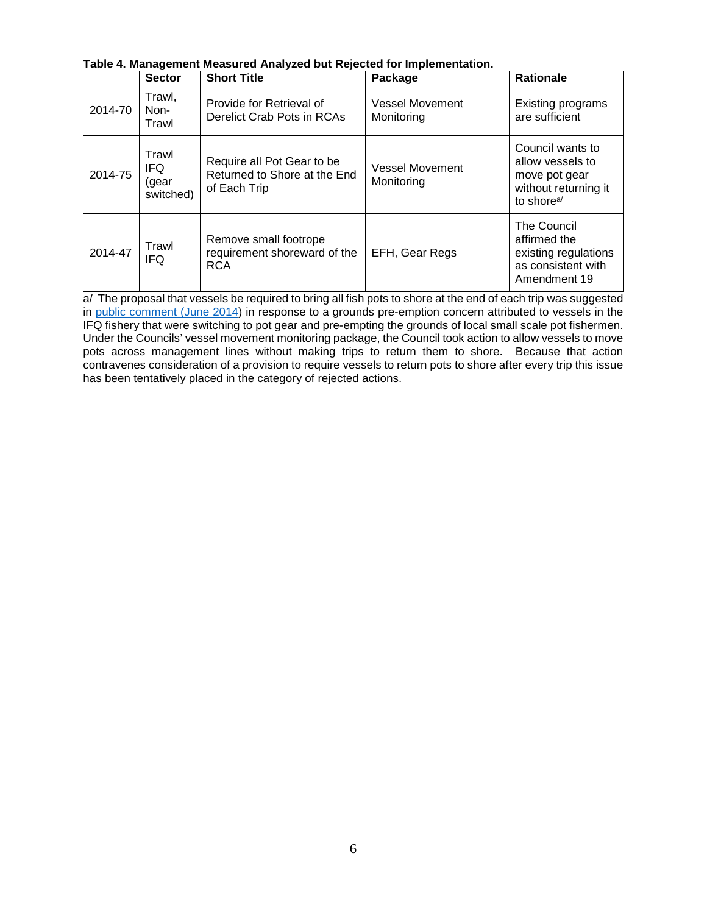**Table 4. Management Measured Analyzed but Rejected for Implementation.**

| | Sector | Short Title | Package | Rationale |
|---|---|---|---|---|
| 2014-70 | Trawl, Non-Trawl | Provide for Retrieval of Derelict Crab Pots in RCAs | Vessel Movement Monitoring | Existing programs are sufficient |
| 2014-75 | Trawl IFQ (gear switched) | Require all Pot Gear to be Returned to Shore at the End of Each Trip | Vessel Movement Monitoring | Council wants to allow vessels to move pot gear without returning it to shore[a/] |
| 2014-47 | Trawl IFQ | Remove small footrope requirement shoreward of the RCA | EFH, Gear Regs | The Council affirmed the existing regulations as consistent with Amendment 19 |

a/ The proposal that vessels be required to bring all fish pots to shore at the end of each trip was suggested in public comment (June 2014) in response to a grounds pre-emption concern attributed to vessels in the IFQ fishery that were switching to pot gear and pre-empting the grounds of local small scale pot fishermen. Under the Councils' vessel movement monitoring package, the Council took action to allow vessels to move pots across management lines without making trips to return them to shore. Because that action contravenes consideration of a provision to require vessels to return pots to shore after every trip this issue has been tentatively placed in the category of rejected actions.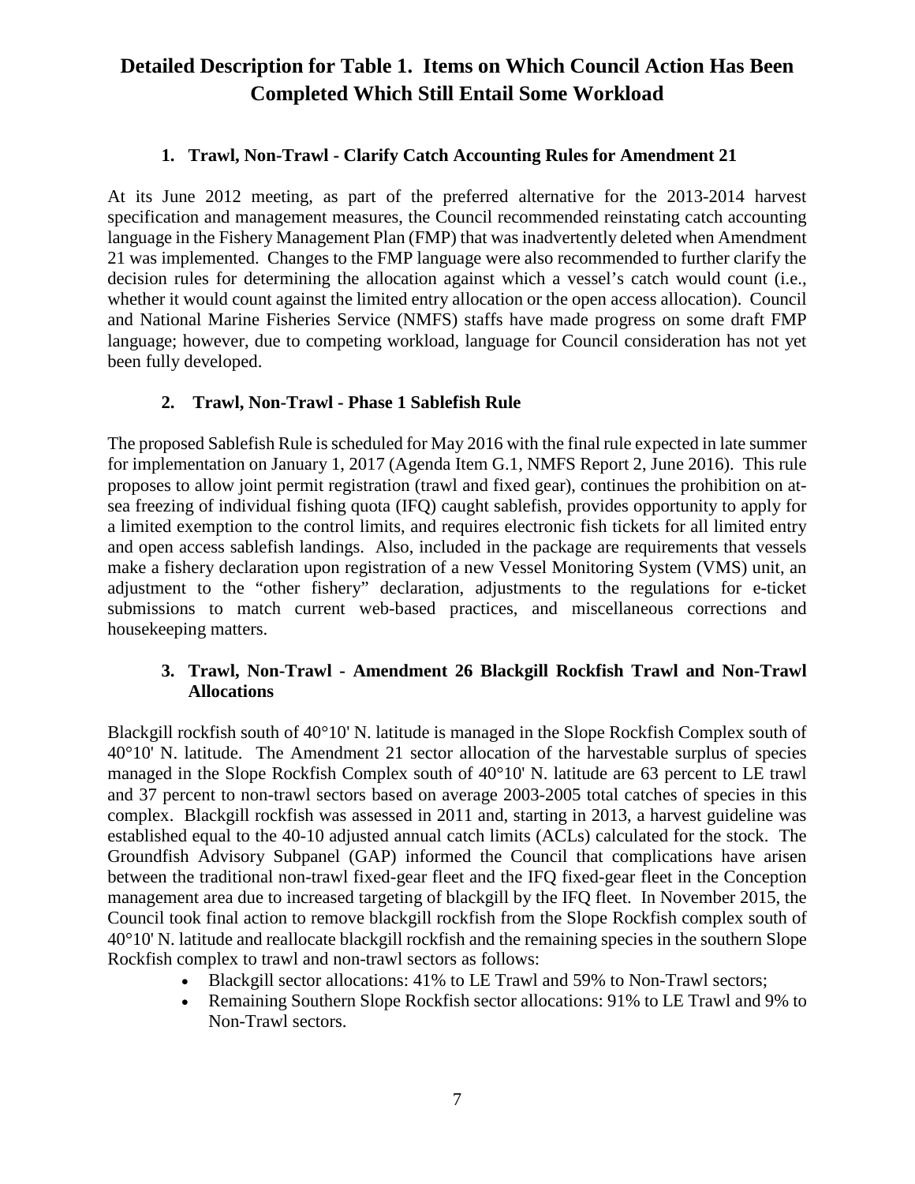# Detailed Description for Table 1. Items on Which Council Action Has Been Completed Which Still Entail Some Workload

### 1. Trawl, Non-Trawl - Clarify Catch Accounting Rules for Amendment 21

At its June 2012 meeting, as part of the preferred alternative for the 2013-2014 harvest specification and management measures, the Council recommended reinstating catch accounting language in the Fishery Management Plan (FMP) that was inadvertently deleted when Amendment 21 was implemented. Changes to the FMP language were also recommended to further clarify the decision rules for determining the allocation against which a vessel's catch would count (i.e., whether it would count against the limited entry allocation or the open access allocation). Council and National Marine Fisheries Service (NMFS) staffs have made progress on some draft FMP language; however, due to competing workload, language for Council consideration has not yet been fully developed.

### 2. Trawl, Non-Trawl - Phase 1 Sablefish Rule

The proposed Sablefish Rule is scheduled for May 2016 with the final rule expected in late summer for implementation on January 1, 2017 (Agenda Item G.1, NMFS Report 2, June 2016). This rule proposes to allow joint permit registration (trawl and fixed gear), continues the prohibition on at-sea freezing of individual fishing quota (IFQ) caught sablefish, provides opportunity to apply for a limited exemption to the control limits, and requires electronic fish tickets for all limited entry and open access sablefish landings. Also, included in the package are requirements that vessels make a fishery declaration upon registration of a new Vessel Monitoring System (VMS) unit, an adjustment to the "other fishery" declaration, adjustments to the regulations for e-ticket submissions to match current web-based practices, and miscellaneous corrections and housekeeping matters.

### 3. Trawl, Non-Trawl - Amendment 26 Blackgill Rockfish Trawl and Non-Trawl Allocations

Blackgill rockfish south of 40°10' N. latitude is managed in the Slope Rockfish Complex south of 40°10' N. latitude. The Amendment 21 sector allocation of the harvestable surplus of species managed in the Slope Rockfish Complex south of 40°10' N. latitude are 63 percent to LE trawl and 37 percent to non-trawl sectors based on average 2003-2005 total catches of species in this complex. Blackgill rockfish was assessed in 2011 and, starting in 2013, a harvest guideline was established equal to the 40-10 adjusted annual catch limits (ACLs) calculated for the stock. The Groundfish Advisory Subpanel (GAP) informed the Council that complications have arisen between the traditional non-trawl fixed-gear fleet and the IFQ fixed-gear fleet in the Conception management area due to increased targeting of blackgill by the IFQ fleet. In November 2015, the Council took final action to remove blackgill rockfish from the Slope Rockfish complex south of 40°10' N. latitude and reallocate blackgill rockfish and the remaining species in the southern Slope Rockfish complex to trawl and non-trawl sectors as follows:

- Blackgill sector allocations: 41% to LE Trawl and 59% to Non-Trawl sectors;
- Remaining Southern Slope Rockfish sector allocations: 91% to LE Trawl and 9% to Non-Trawl sectors.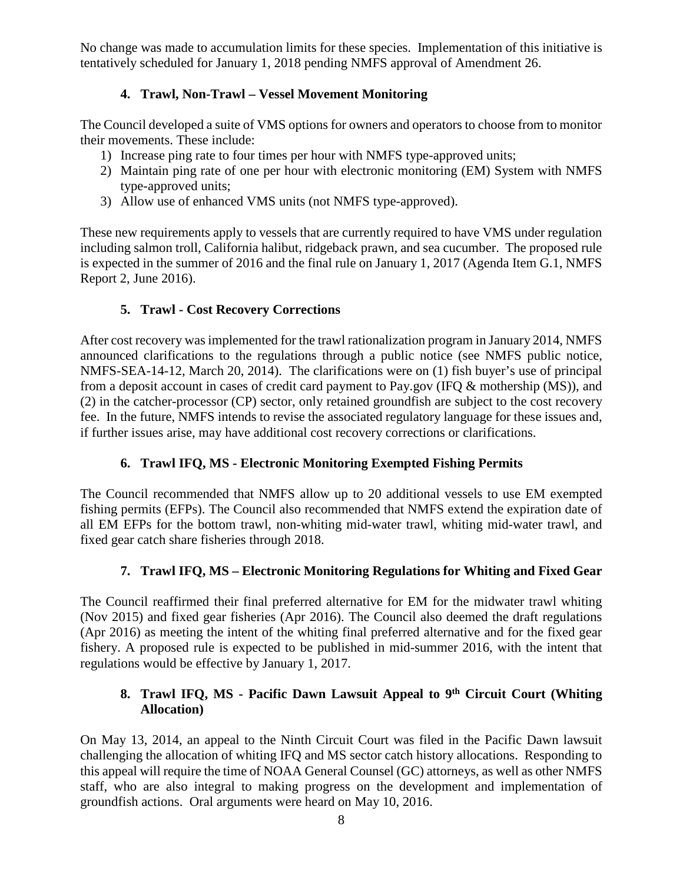No change was made to accumulation limits for these species. Implementation of this initiative is tentatively scheduled for January 1, 2018 pending NMFS approval of Amendment 26.

### 4. Trawl, Non-Trawl – Vessel Movement Monitoring

The Council developed a suite of VMS options for owners and operators to choose from to monitor their movements. These include:

1) Increase ping rate to four times per hour with NMFS type-approved units;
2) Maintain ping rate of one per hour with electronic monitoring (EM) System with NMFS type-approved units;
3) Allow use of enhanced VMS units (not NMFS type-approved).

These new requirements apply to vessels that are currently required to have VMS under regulation including salmon troll, California halibut, ridgeback prawn, and sea cucumber. The proposed rule is expected in the summer of 2016 and the final rule on January 1, 2017 (Agenda Item G.1, NMFS Report 2, June 2016).

### 5. Trawl - Cost Recovery Corrections

After cost recovery was implemented for the trawl rationalization program in January 2014, NMFS announced clarifications to the regulations through a public notice (see NMFS public notice, NMFS-SEA-14-12, March 20, 2014). The clarifications were on (1) fish buyer's use of principal from a deposit account in cases of credit card payment to Pay.gov (IFQ & mothership (MS)), and (2) in the catcher-processor (CP) sector, only retained groundfish are subject to the cost recovery fee. In the future, NMFS intends to revise the associated regulatory language for these issues and, if further issues arise, may have additional cost recovery corrections or clarifications.

### 6. Trawl IFQ, MS - Electronic Monitoring Exempted Fishing Permits

The Council recommended that NMFS allow up to 20 additional vessels to use EM exempted fishing permits (EFPs). The Council also recommended that NMFS extend the expiration date of all EM EFPs for the bottom trawl, non-whiting mid-water trawl, whiting mid-water trawl, and fixed gear catch share fisheries through 2018.

### 7. Trawl IFQ, MS – Electronic Monitoring Regulations for Whiting and Fixed Gear

The Council reaffirmed their final preferred alternative for EM for the midwater trawl whiting (Nov 2015) and fixed gear fisheries (Apr 2016). The Council also deemed the draft regulations (Apr 2016) as meeting the intent of the whiting final preferred alternative and for the fixed gear fishery. A proposed rule is expected to be published in mid-summer 2016, with the intent that regulations would be effective by January 1, 2017.

### 8. Trawl IFQ, MS - Pacific Dawn Lawsuit Appeal to 9th Circuit Court (Whiting Allocation)

On May 13, 2014, an appeal to the Ninth Circuit Court was filed in the Pacific Dawn lawsuit challenging the allocation of whiting IFQ and MS sector catch history allocations. Responding to this appeal will require the time of NOAA General Counsel (GC) attorneys, as well as other NMFS staff, who are also integral to making progress on the development and implementation of groundfish actions. Oral arguments were heard on May 10, 2016.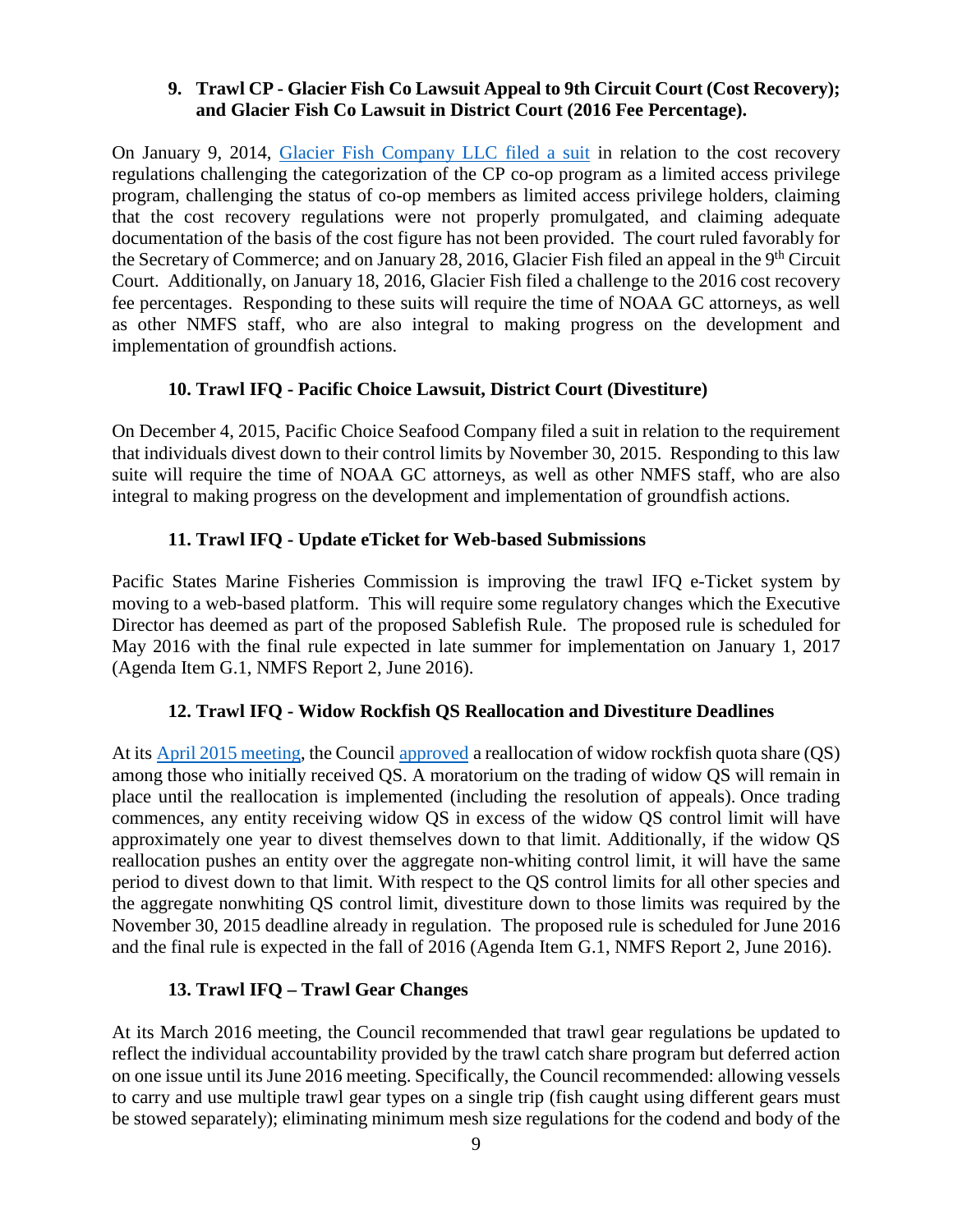### 9. Trawl CP - Glacier Fish Co Lawsuit Appeal to 9th Circuit Court (Cost Recovery); and Glacier Fish Co Lawsuit in District Court (2016 Fee Percentage).

On January 9, 2014, Glacier Fish Company LLC filed a suit in relation to the cost recovery regulations challenging the categorization of the CP co-op program as a limited access privilege program, challenging the status of co-op members as limited access privilege holders, claiming that the cost recovery regulations were not properly promulgated, and claiming adequate documentation of the basis of the cost figure has not been provided. The court ruled favorably for the Secretary of Commerce; and on January 28, 2016, Glacier Fish filed an appeal in the 9th Circuit Court. Additionally, on January 18, 2016, Glacier Fish filed a challenge to the 2016 cost recovery fee percentages. Responding to these suits will require the time of NOAA GC attorneys, as well as other NMFS staff, who are also integral to making progress on the development and implementation of groundfish actions.

### 10. Trawl IFQ - Pacific Choice Lawsuit, District Court (Divestiture)

On December 4, 2015, Pacific Choice Seafood Company filed a suit in relation to the requirement that individuals divest down to their control limits by November 30, 2015. Responding to this law suite will require the time of NOAA GC attorneys, as well as other NMFS staff, who are also integral to making progress on the development and implementation of groundfish actions.

### 11. Trawl IFQ - Update eTicket for Web-based Submissions

Pacific States Marine Fisheries Commission is improving the trawl IFQ e-Ticket system by moving to a web-based platform. This will require some regulatory changes which the Executive Director has deemed as part of the proposed Sablefish Rule. The proposed rule is scheduled for May 2016 with the final rule expected in late summer for implementation on January 1, 2017 (Agenda Item G.1, NMFS Report 2, June 2016).

### 12. Trawl IFQ - Widow Rockfish QS Reallocation and Divestiture Deadlines

At its April 2015 meeting, the Council approved a reallocation of widow rockfish quota share (QS) among those who initially received QS. A moratorium on the trading of widow QS will remain in place until the reallocation is implemented (including the resolution of appeals). Once trading commences, any entity receiving widow QS in excess of the widow QS control limit will have approximately one year to divest themselves down to that limit. Additionally, if the widow QS reallocation pushes an entity over the aggregate non-whiting control limit, it will have the same period to divest down to that limit. With respect to the QS control limits for all other species and the aggregate nonwhiting QS control limit, divestiture down to those limits was required by the November 30, 2015 deadline already in regulation. The proposed rule is scheduled for June 2016 and the final rule is expected in the fall of 2016 (Agenda Item G.1, NMFS Report 2, June 2016).

### 13. Trawl IFQ – Trawl Gear Changes

At its March 2016 meeting, the Council recommended that trawl gear regulations be updated to reflect the individual accountability provided by the trawl catch share program but deferred action on one issue until its June 2016 meeting. Specifically, the Council recommended: allowing vessels to carry and use multiple trawl gear types on a single trip (fish caught using different gears must be stowed separately); eliminating minimum mesh size regulations for the codend and body of the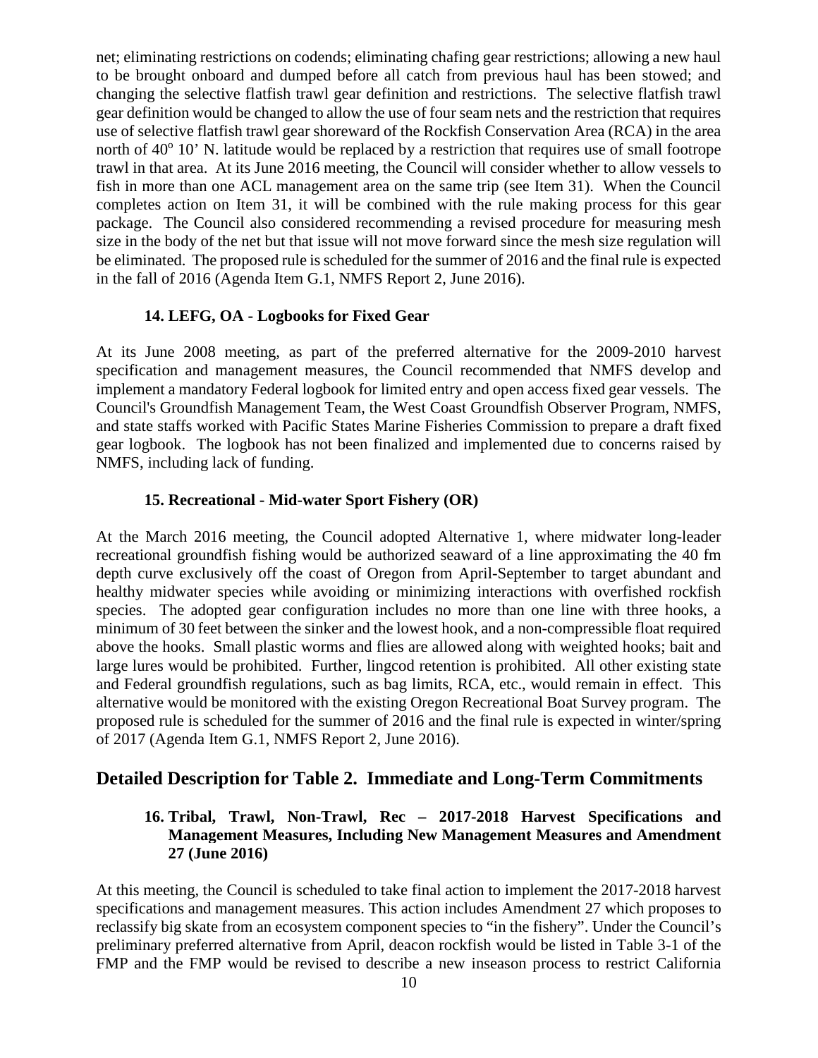net; eliminating restrictions on codends; eliminating chafing gear restrictions; allowing a new haul to be brought onboard and dumped before all catch from previous haul has been stowed; and changing the selective flatfish trawl gear definition and restrictions. The selective flatfish trawl gear definition would be changed to allow the use of four seam nets and the restriction that requires use of selective flatfish trawl gear shoreward of the Rockfish Conservation Area (RCA) in the area north of 40° 10' N. latitude would be replaced by a restriction that requires use of small footrope trawl in that area. At its June 2016 meeting, the Council will consider whether to allow vessels to fish in more than one ACL management area on the same trip (see Item 31). When the Council completes action on Item 31, it will be combined with the rule making process for this gear package. The Council also considered recommending a revised procedure for measuring mesh size in the body of the net but that issue will not move forward since the mesh size regulation will be eliminated. The proposed rule is scheduled for the summer of 2016 and the final rule is expected in the fall of 2016 (Agenda Item G.1, NMFS Report 2, June 2016).

### 14. LEFG, OA - Logbooks for Fixed Gear

At its June 2008 meeting, as part of the preferred alternative for the 2009-2010 harvest specification and management measures, the Council recommended that NMFS develop and implement a mandatory Federal logbook for limited entry and open access fixed gear vessels. The Council's Groundfish Management Team, the West Coast Groundfish Observer Program, NMFS, and state staffs worked with Pacific States Marine Fisheries Commission to prepare a draft fixed gear logbook. The logbook has not been finalized and implemented due to concerns raised by NMFS, including lack of funding.

### 15. Recreational - Mid-water Sport Fishery (OR)

At the March 2016 meeting, the Council adopted Alternative 1, where midwater long-leader recreational groundfish fishing would be authorized seaward of a line approximating the 40 fm depth curve exclusively off the coast of Oregon from April-September to target abundant and healthy midwater species while avoiding or minimizing interactions with overfished rockfish species. The adopted gear configuration includes no more than one line with three hooks, a minimum of 30 feet between the sinker and the lowest hook, and a non-compressible float required above the hooks. Small plastic worms and flies are allowed along with weighted hooks; bait and large lures would be prohibited. Further, lingcod retention is prohibited. All other existing state and Federal groundfish regulations, such as bag limits, RCA, etc., would remain in effect. This alternative would be monitored with the existing Oregon Recreational Boat Survey program. The proposed rule is scheduled for the summer of 2016 and the final rule is expected in winter/spring of 2017 (Agenda Item G.1, NMFS Report 2, June 2016).

## Detailed Description for Table 2. Immediate and Long-Term Commitments

### 16. Tribal, Trawl, Non-Trawl, Rec – 2017-2018 Harvest Specifications and Management Measures, Including New Management Measures and Amendment 27 (June 2016)

At this meeting, the Council is scheduled to take final action to implement the 2017-2018 harvest specifications and management measures. This action includes Amendment 27 which proposes to reclassify big skate from an ecosystem component species to "in the fishery". Under the Council's preliminary preferred alternative from April, deacon rockfish would be listed in Table 3-1 of the FMP and the FMP would be revised to describe a new inseason process to restrict California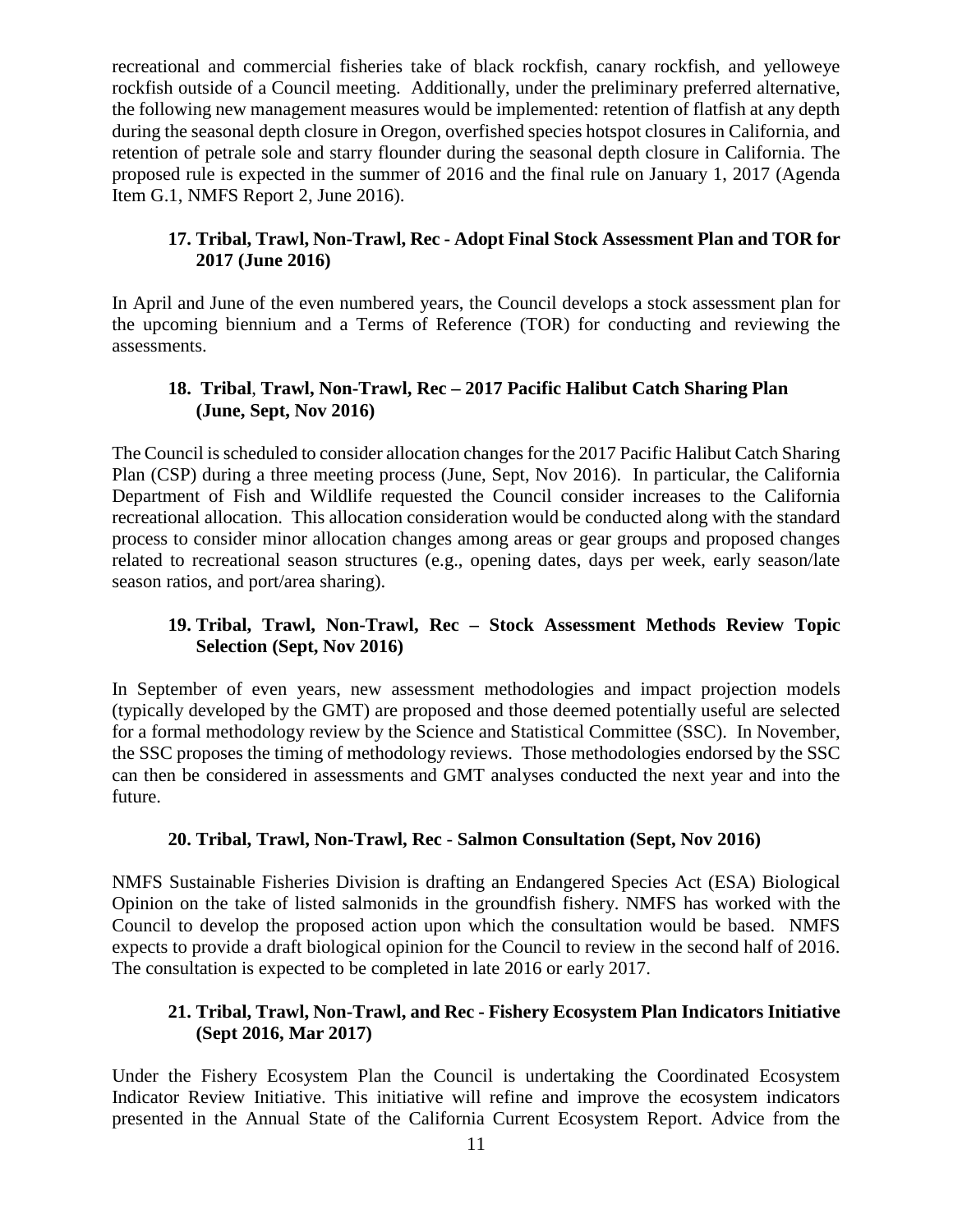recreational and commercial fisheries take of black rockfish, canary rockfish, and yelloweye rockfish outside of a Council meeting. Additionally, under the preliminary preferred alternative, the following new management measures would be implemented: retention of flatfish at any depth during the seasonal depth closure in Oregon, overfished species hotspot closures in California, and retention of petrale sole and starry flounder during the seasonal depth closure in California. The proposed rule is expected in the summer of 2016 and the final rule on January 1, 2017 (Agenda Item G.1, NMFS Report 2, June 2016).

### 17. Tribal, Trawl, Non-Trawl, Rec - Adopt Final Stock Assessment Plan and TOR for 2017 (June 2016)

In April and June of the even numbered years, the Council develops a stock assessment plan for the upcoming biennium and a Terms of Reference (TOR) for conducting and reviewing the assessments.

### 18. Tribal, Trawl, Non-Trawl, Rec – 2017 Pacific Halibut Catch Sharing Plan (June, Sept, Nov 2016)

The Council is scheduled to consider allocation changes for the 2017 Pacific Halibut Catch Sharing Plan (CSP) during a three meeting process (June, Sept, Nov 2016). In particular, the California Department of Fish and Wildlife requested the Council consider increases to the California recreational allocation. This allocation consideration would be conducted along with the standard process to consider minor allocation changes among areas or gear groups and proposed changes related to recreational season structures (e.g., opening dates, days per week, early season/late season ratios, and port/area sharing).

### 19. Tribal, Trawl, Non-Trawl, Rec – Stock Assessment Methods Review Topic Selection (Sept, Nov 2016)

In September of even years, new assessment methodologies and impact projection models (typically developed by the GMT) are proposed and those deemed potentially useful are selected for a formal methodology review by the Science and Statistical Committee (SSC). In November, the SSC proposes the timing of methodology reviews. Those methodologies endorsed by the SSC can then be considered in assessments and GMT analyses conducted the next year and into the future.

### 20. Tribal, Trawl, Non-Trawl, Rec - Salmon Consultation (Sept, Nov 2016)

NMFS Sustainable Fisheries Division is drafting an Endangered Species Act (ESA) Biological Opinion on the take of listed salmonids in the groundfish fishery. NMFS has worked with the Council to develop the proposed action upon which the consultation would be based. NMFS expects to provide a draft biological opinion for the Council to review in the second half of 2016. The consultation is expected to be completed in late 2016 or early 2017.

### 21. Tribal, Trawl, Non-Trawl, and Rec - Fishery Ecosystem Plan Indicators Initiative (Sept 2016, Mar 2017)

Under the Fishery Ecosystem Plan the Council is undertaking the Coordinated Ecosystem Indicator Review Initiative. This initiative will refine and improve the ecosystem indicators presented in the Annual State of the California Current Ecosystem Report. Advice from the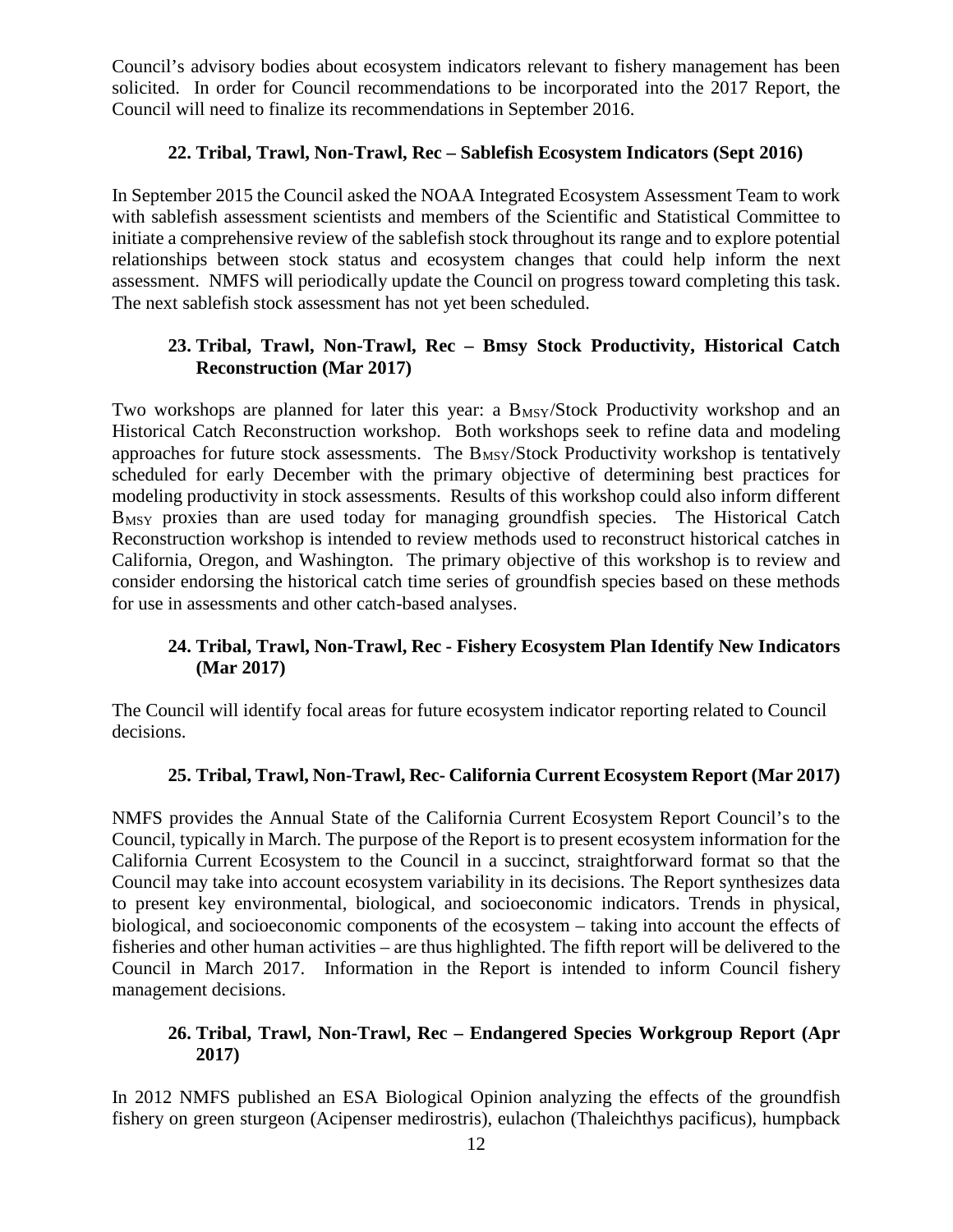Council's advisory bodies about ecosystem indicators relevant to fishery management has been solicited. In order for Council recommendations to be incorporated into the 2017 Report, the Council will need to finalize its recommendations in September 2016.

### 22. Tribal, Trawl, Non-Trawl, Rec – Sablefish Ecosystem Indicators (Sept 2016)

In September 2015 the Council asked the NOAA Integrated Ecosystem Assessment Team to work with sablefish assessment scientists and members of the Scientific and Statistical Committee to initiate a comprehensive review of the sablefish stock throughout its range and to explore potential relationships between stock status and ecosystem changes that could help inform the next assessment. NMFS will periodically update the Council on progress toward completing this task. The next sablefish stock assessment has not yet been scheduled.

### 23. Tribal, Trawl, Non-Trawl, Rec – Bmsy Stock Productivity, Historical Catch Reconstruction (Mar 2017)

Two workshops are planned for later this year: a $B_{MSY}$/Stock Productivity workshop and an Historical Catch Reconstruction workshop. Both workshops seek to refine data and modeling approaches for future stock assessments. The $B_{MSY}$/Stock Productivity workshop is tentatively scheduled for early December with the primary objective of determining best practices for modeling productivity in stock assessments. Results of this workshop could also inform different $B_{MSY}$ proxies than are used today for managing groundfish species. The Historical Catch Reconstruction workshop is intended to review methods used to reconstruct historical catches in California, Oregon, and Washington. The primary objective of this workshop is to review and consider endorsing the historical catch time series of groundfish species based on these methods for use in assessments and other catch-based analyses.

### 24. Tribal, Trawl, Non-Trawl, Rec - Fishery Ecosystem Plan Identify New Indicators (Mar 2017)

The Council will identify focal areas for future ecosystem indicator reporting related to Council decisions.

### 25. Tribal, Trawl, Non-Trawl, Rec- California Current Ecosystem Report (Mar 2017)

NMFS provides the Annual State of the California Current Ecosystem Report Council's to the Council, typically in March. The purpose of the Report is to present ecosystem information for the California Current Ecosystem to the Council in a succinct, straightforward format so that the Council may take into account ecosystem variability in its decisions. The Report synthesizes data to present key environmental, biological, and socioeconomic indicators. Trends in physical, biological, and socioeconomic components of the ecosystem – taking into account the effects of fisheries and other human activities – are thus highlighted. The fifth report will be delivered to the Council in March 2017. Information in the Report is intended to inform Council fishery management decisions.

### 26. Tribal, Trawl, Non-Trawl, Rec – Endangered Species Workgroup Report (Apr 2017)

In 2012 NMFS published an ESA Biological Opinion analyzing the effects of the groundfish fishery on green sturgeon (Acipenser medirostris), eulachon (Thaleichthys pacificus), humpback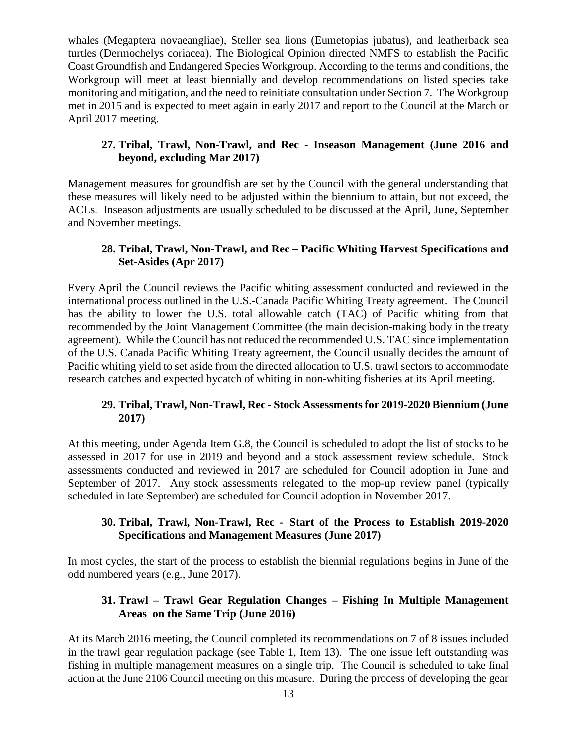whales (Megaptera novaeangliae), Steller sea lions (Eumetopias jubatus), and leatherback sea turtles (Dermochelys coriacea). The Biological Opinion directed NMFS to establish the Pacific Coast Groundfish and Endangered Species Workgroup. According to the terms and conditions, the Workgroup will meet at least biennially and develop recommendations on listed species take monitoring and mitigation, and the need to reinitiate consultation under Section 7. The Workgroup met in 2015 and is expected to meet again in early 2017 and report to the Council at the March or April 2017 meeting.

### 27. Tribal, Trawl, Non-Trawl, and Rec - Inseason Management (June 2016 and beyond, excluding Mar 2017)

Management measures for groundfish are set by the Council with the general understanding that these measures will likely need to be adjusted within the biennium to attain, but not exceed, the ACLs. Inseason adjustments are usually scheduled to be discussed at the April, June, September and November meetings.

### 28. Tribal, Trawl, Non-Trawl, and Rec – Pacific Whiting Harvest Specifications and Set-Asides (Apr 2017)

Every April the Council reviews the Pacific whiting assessment conducted and reviewed in the international process outlined in the U.S.-Canada Pacific Whiting Treaty agreement. The Council has the ability to lower the U.S. total allowable catch (TAC) of Pacific whiting from that recommended by the Joint Management Committee (the main decision-making body in the treaty agreement). While the Council has not reduced the recommended U.S. TAC since implementation of the U.S. Canada Pacific Whiting Treaty agreement, the Council usually decides the amount of Pacific whiting yield to set aside from the directed allocation to U.S. trawl sectors to accommodate research catches and expected bycatch of whiting in non-whiting fisheries at its April meeting.

### 29. Tribal, Trawl, Non-Trawl, Rec - Stock Assessments for 2019-2020 Biennium (June 2017)

At this meeting, under Agenda Item G.8, the Council is scheduled to adopt the list of stocks to be assessed in 2017 for use in 2019 and beyond and a stock assessment review schedule. Stock assessments conducted and reviewed in 2017 are scheduled for Council adoption in June and September of 2017. Any stock assessments relegated to the mop-up review panel (typically scheduled in late September) are scheduled for Council adoption in November 2017.

### 30. Tribal, Trawl, Non-Trawl, Rec - Start of the Process to Establish 2019-2020 Specifications and Management Measures (June 2017)

In most cycles, the start of the process to establish the biennial regulations begins in June of the odd numbered years (e.g., June 2017).

### 31. Trawl – Trawl Gear Regulation Changes – Fishing In Multiple Management Areas on the Same Trip (June 2016)

At its March 2016 meeting, the Council completed its recommendations on 7 of 8 issues included in the trawl gear regulation package (see Table 1, Item 13). The one issue left outstanding was fishing in multiple management measures on a single trip. The Council is scheduled to take final action at the June 2106 Council meeting on this measure. During the process of developing the gear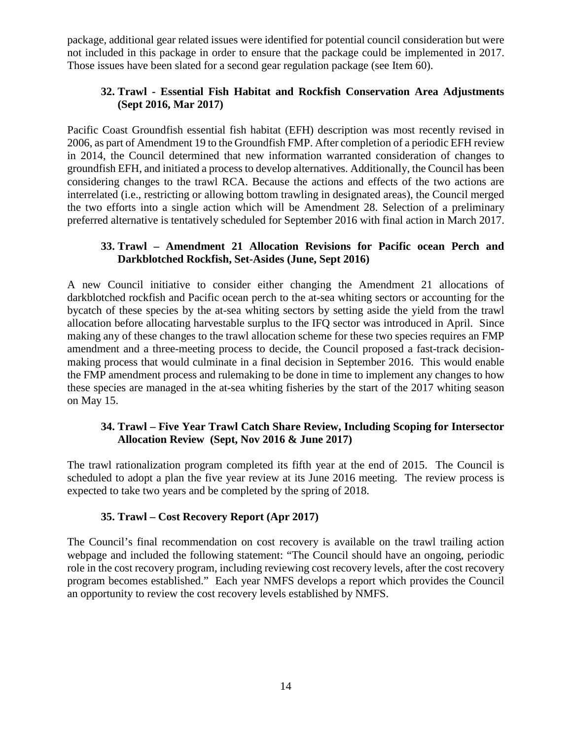package, additional gear related issues were identified for potential council consideration but were not included in this package in order to ensure that the package could be implemented in 2017. Those issues have been slated for a second gear regulation package (see Item 60).

### 32. Trawl - Essential Fish Habitat and Rockfish Conservation Area Adjustments (Sept 2016, Mar 2017)

Pacific Coast Groundfish essential fish habitat (EFH) description was most recently revised in 2006, as part of Amendment 19 to the Groundfish FMP. After completion of a periodic EFH review in 2014, the Council determined that new information warranted consideration of changes to groundfish EFH, and initiated a process to develop alternatives. Additionally, the Council has been considering changes to the trawl RCA. Because the actions and effects of the two actions are interrelated (i.e., restricting or allowing bottom trawling in designated areas), the Council merged the two efforts into a single action which will be Amendment 28. Selection of a preliminary preferred alternative is tentatively scheduled for September 2016 with final action in March 2017.

### 33. Trawl – Amendment 21 Allocation Revisions for Pacific ocean Perch and Darkblotched Rockfish, Set-Asides (June, Sept 2016)

A new Council initiative to consider either changing the Amendment 21 allocations of darkblotched rockfish and Pacific ocean perch to the at-sea whiting sectors or accounting for the bycatch of these species by the at-sea whiting sectors by setting aside the yield from the trawl allocation before allocating harvestable surplus to the IFQ sector was introduced in April. Since making any of these changes to the trawl allocation scheme for these two species requires an FMP amendment and a three-meeting process to decide, the Council proposed a fast-track decision-making process that would culminate in a final decision in September 2016. This would enable the FMP amendment process and rulemaking to be done in time to implement any changes to how these species are managed in the at-sea whiting fisheries by the start of the 2017 whiting season on May 15.

### 34. Trawl – Five Year Trawl Catch Share Review, Including Scoping for Intersector Allocation Review (Sept, Nov 2016 & June 2017)

The trawl rationalization program completed its fifth year at the end of 2015. The Council is scheduled to adopt a plan the five year review at its June 2016 meeting. The review process is expected to take two years and be completed by the spring of 2018.

### 35. Trawl – Cost Recovery Report (Apr 2017)

The Council's final recommendation on cost recovery is available on the trawl trailing action webpage and included the following statement: "The Council should have an ongoing, periodic role in the cost recovery program, including reviewing cost recovery levels, after the cost recovery program becomes established." Each year NMFS develops a report which provides the Council an opportunity to review the cost recovery levels established by NMFS.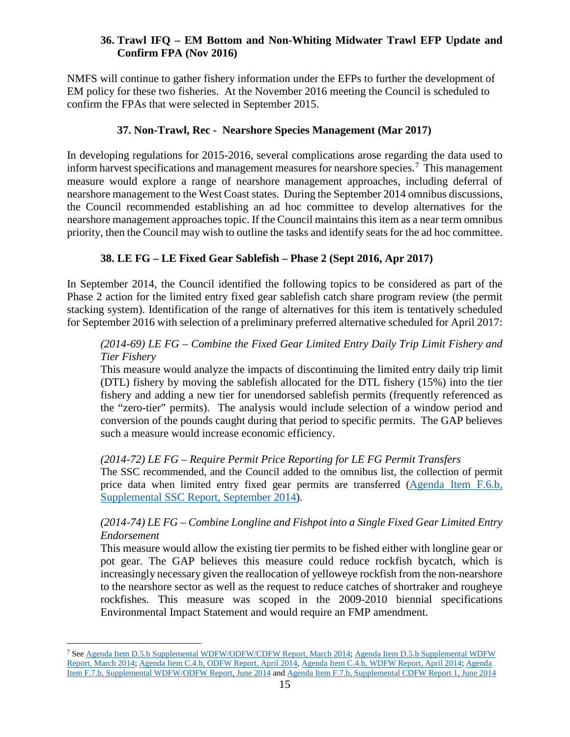### 36. Trawl IFQ – EM Bottom and Non-Whiting Midwater Trawl EFP Update and Confirm FPA (Nov 2016)

NMFS will continue to gather fishery information under the EFPs to further the development of EM policy for these two fisheries. At the November 2016 meeting the Council is scheduled to confirm the FPAs that were selected in September 2015.

### 37. Non-Trawl, Rec - Nearshore Species Management (Mar 2017)

In developing regulations for 2015-2016, several complications arose regarding the data used to inform harvest specifications and management measures for nearshore species.[7] This management measure would explore a range of nearshore management approaches, including deferral of nearshore management to the West Coast states. During the September 2014 omnibus discussions, the Council recommended establishing an ad hoc committee to develop alternatives for the nearshore management approaches topic. If the Council maintains this item as a near term omnibus priority, then the Council may wish to outline the tasks and identify seats for the ad hoc committee.

### 38. LE FG – LE Fixed Gear Sablefish – Phase 2 (Sept 2016, Apr 2017)

In September 2014, the Council identified the following topics to be considered as part of the Phase 2 action for the limited entry fixed gear sablefish catch share program review (the permit stacking system). Identification of the range of alternatives for this item is tentatively scheduled for September 2016 with selection of a preliminary preferred alternative scheduled for April 2017:

> *(2014-69) LE FG – Combine the Fixed Gear Limited Entry Daily Trip Limit Fishery and Tier Fishery*
> This measure would analyze the impacts of discontinuing the limited entry daily trip limit (DTL) fishery by moving the sablefish allocated for the DTL fishery (15%) into the tier fishery and adding a new tier for unendorsed sablefish permits (frequently referenced as the "zero-tier" permits). The analysis would include selection of a window period and conversion of the pounds caught during that period to specific permits. The GAP believes such a measure would increase economic efficiency.
>
> *(2014-72) LE FG – Require Permit Price Reporting for LE FG Permit Transfers*
> The SSC recommended, and the Council added to the omnibus list, the collection of permit price data when limited entry fixed gear permits are transferred (Agenda Item F.6.b, Supplemental SSC Report, September 2014).
>
> *(2014-74) LE FG – Combine Longline and Fishpot into a Single Fixed Gear Limited Entry Endorsement*
> This measure would allow the existing tier permits to be fished either with longline gear or pot gear. The GAP believes this measure could reduce rockfish bycatch, which is increasingly necessary given the reallocation of yelloweye rockfish from the non-nearshore to the nearshore sector as well as the request to reduce catches of shortraker and rougheye rockfishes. This measure was scoped in the 2009-2010 biennial specifications Environmental Impact Statement and would require an FMP amendment.

---

[7] See Agenda Item D.5.b Supplemental WDFW/ODFW/CDFW Report, March 2014; Agenda Item D.5.b Supplemental WDFW Report, March 2014; Agenda Item C.4.b, ODFW Report, April 2014, Agenda Item C.4.b, WDFW Report, April 2014; Agenda Item F.7.b, Supplemental WDFW/ODFW Report, June 2014 and Agenda Item F.7.b, Supplemental CDFW Report 1, June 2014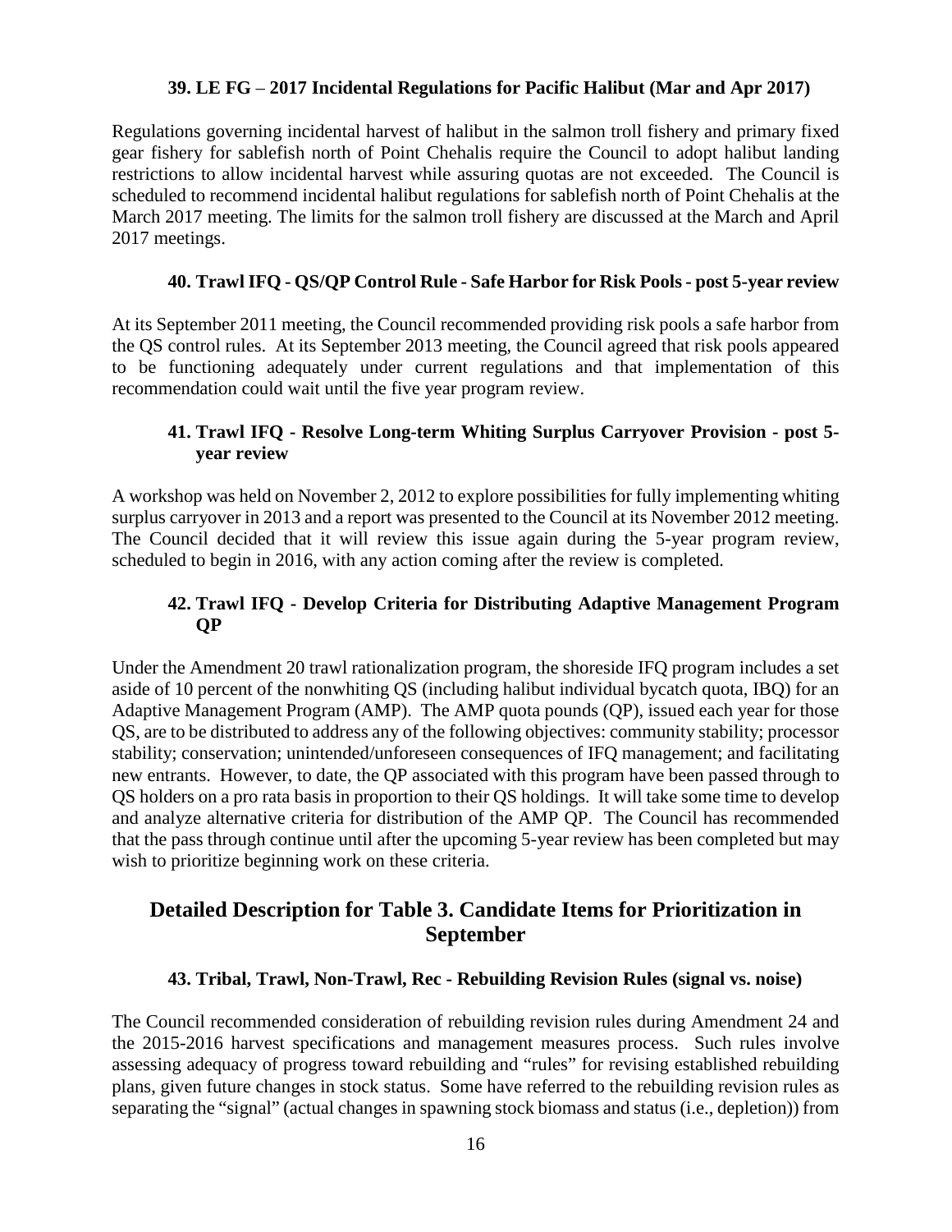### 39. LE FG – 2017 Incidental Regulations for Pacific Halibut (Mar and Apr 2017)

Regulations governing incidental harvest of halibut in the salmon troll fishery and primary fixed gear fishery for sablefish north of Point Chehalis require the Council to adopt halibut landing restrictions to allow incidental harvest while assuring quotas are not exceeded. The Council is scheduled to recommend incidental halibut regulations for sablefish north of Point Chehalis at the March 2017 meeting. The limits for the salmon troll fishery are discussed at the March and April 2017 meetings.

### 40. Trawl IFQ - QS/QP Control Rule - Safe Harbor for Risk Pools - post 5-year review

At its September 2011 meeting, the Council recommended providing risk pools a safe harbor from the QS control rules. At its September 2013 meeting, the Council agreed that risk pools appeared to be functioning adequately under current regulations and that implementation of this recommendation could wait until the five year program review.

### 41. Trawl IFQ - Resolve Long-term Whiting Surplus Carryover Provision - post 5-year review

A workshop was held on November 2, 2012 to explore possibilities for fully implementing whiting surplus carryover in 2013 and a report was presented to the Council at its November 2012 meeting. The Council decided that it will review this issue again during the 5-year program review, scheduled to begin in 2016, with any action coming after the review is completed.

### 42. Trawl IFQ - Develop Criteria for Distributing Adaptive Management Program QP

Under the Amendment 20 trawl rationalization program, the shoreside IFQ program includes a set aside of 10 percent of the nonwhiting QS (including halibut individual bycatch quota, IBQ) for an Adaptive Management Program (AMP). The AMP quota pounds (QP), issued each year for those QS, are to be distributed to address any of the following objectives: community stability; processor stability; conservation; unintended/unforeseen consequences of IFQ management; and facilitating new entrants. However, to date, the QP associated with this program have been passed through to QS holders on a pro rata basis in proportion to their QS holdings. It will take some time to develop and analyze alternative criteria for distribution of the AMP QP. The Council has recommended that the pass through continue until after the upcoming 5-year review has been completed but may wish to prioritize beginning work on these criteria.

## Detailed Description for Table 3. Candidate Items for Prioritization in September

### 43. Tribal, Trawl, Non-Trawl, Rec - Rebuilding Revision Rules (signal vs. noise)

The Council recommended consideration of rebuilding revision rules during Amendment 24 and the 2015-2016 harvest specifications and management measures process. Such rules involve assessing adequacy of progress toward rebuilding and "rules" for revising established rebuilding plans, given future changes in stock status. Some have referred to the rebuilding revision rules as separating the "signal" (actual changes in spawning stock biomass and status (i.e., depletion)) from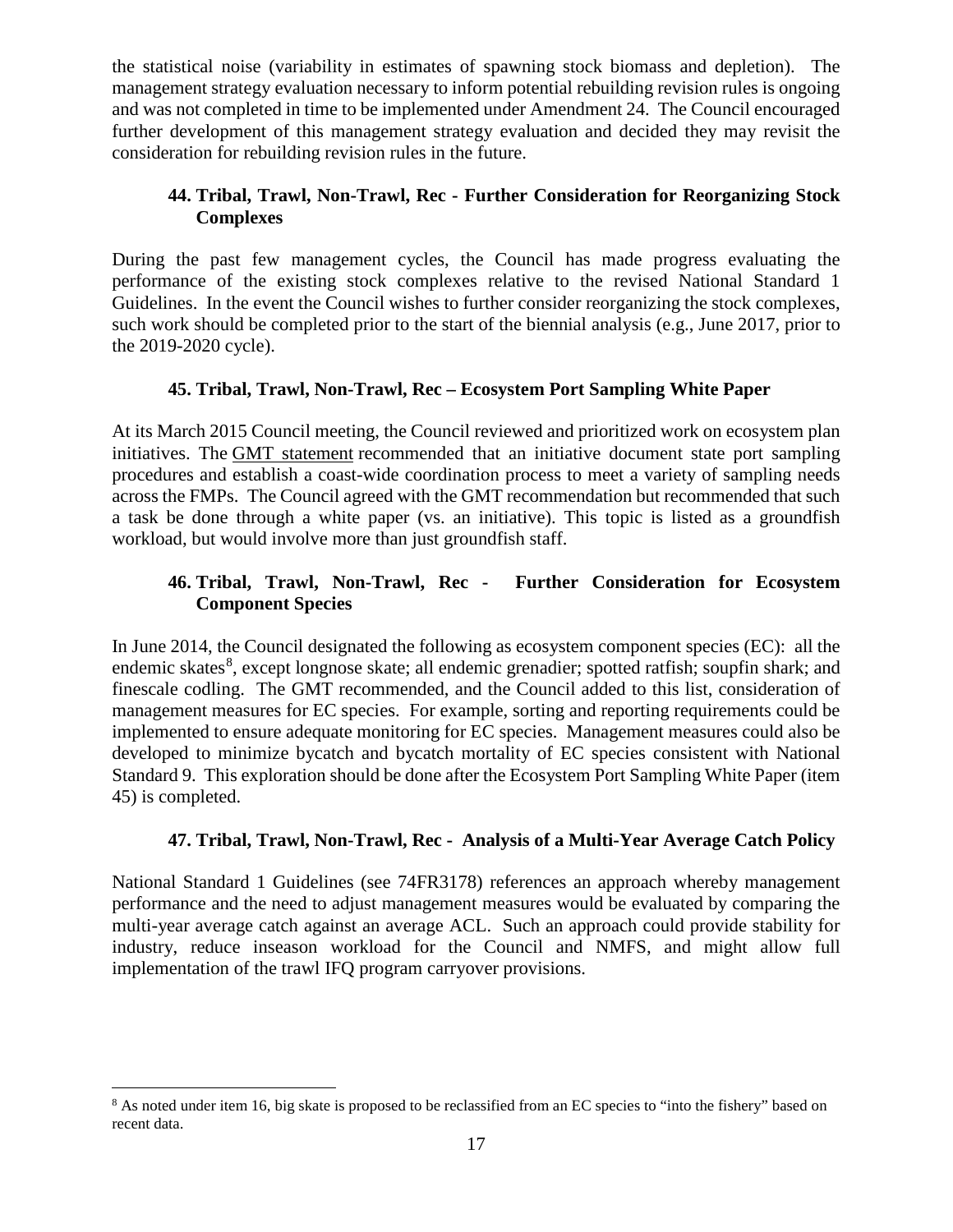the statistical noise (variability in estimates of spawning stock biomass and depletion). The management strategy evaluation necessary to inform potential rebuilding revision rules is ongoing and was not completed in time to be implemented under Amendment 24. The Council encouraged further development of this management strategy evaluation and decided they may revisit the consideration for rebuilding revision rules in the future.

### 44. Tribal, Trawl, Non-Trawl, Rec - Further Consideration for Reorganizing Stock Complexes

During the past few management cycles, the Council has made progress evaluating the performance of the existing stock complexes relative to the revised National Standard 1 Guidelines. In the event the Council wishes to further consider reorganizing the stock complexes, such work should be completed prior to the start of the biennial analysis (e.g., June 2017, prior to the 2019-2020 cycle).

### 45. Tribal, Trawl, Non-Trawl, Rec – Ecosystem Port Sampling White Paper

At its March 2015 Council meeting, the Council reviewed and prioritized work on ecosystem plan initiatives. The GMT statement recommended that an initiative document state port sampling procedures and establish a coast-wide coordination process to meet a variety of sampling needs across the FMPs. The Council agreed with the GMT recommendation but recommended that such a task be done through a white paper (vs. an initiative). This topic is listed as a groundfish workload, but would involve more than just groundfish staff.

### 46. Tribal, Trawl, Non-Trawl, Rec - Further Consideration for Ecosystem Component Species

In June 2014, the Council designated the following as ecosystem component species (EC): all the endemic skates[8], except longnose skate; all endemic grenadier; spotted ratfish; soupfin shark; and finescale codling. The GMT recommended, and the Council added to this list, consideration of management measures for EC species. For example, sorting and reporting requirements could be implemented to ensure adequate monitoring for EC species. Management measures could also be developed to minimize bycatch and bycatch mortality of EC species consistent with National Standard 9. This exploration should be done after the Ecosystem Port Sampling White Paper (item 45) is completed.

### 47. Tribal, Trawl, Non-Trawl, Rec - Analysis of a Multi-Year Average Catch Policy

National Standard 1 Guidelines (see 74FR3178) references an approach whereby management performance and the need to adjust management measures would be evaluated by comparing the multi-year average catch against an average ACL. Such an approach could provide stability for industry, reduce inseason workload for the Council and NMFS, and might allow full implementation of the trawl IFQ program carryover provisions.

---

[8] As noted under item 16, big skate is proposed to be reclassified from an EC species to "into the fishery" based on recent data.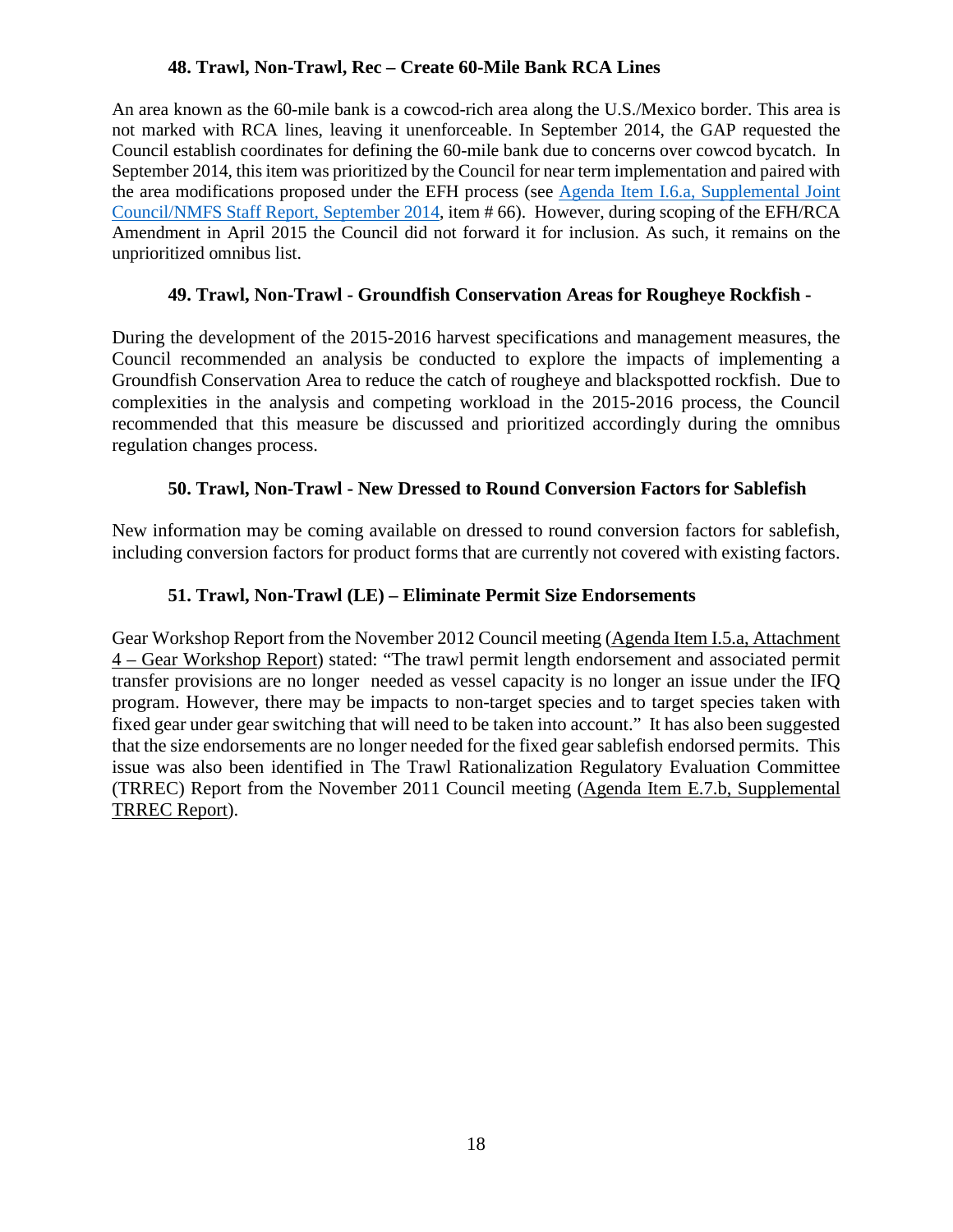### 48. Trawl, Non-Trawl, Rec – Create 60-Mile Bank RCA Lines

An area known as the 60-mile bank is a cowcod-rich area along the U.S./Mexico border. This area is not marked with RCA lines, leaving it unenforceable. In September 2014, the GAP requested the Council establish coordinates for defining the 60-mile bank due to concerns over cowcod bycatch. In September 2014, this item was prioritized by the Council for near term implementation and paired with the area modifications proposed under the EFH process (see Agenda Item I.6.a, Supplemental Joint Council/NMFS Staff Report, September 2014, item # 66). However, during scoping of the EFH/RCA Amendment in April 2015 the Council did not forward it for inclusion. As such, it remains on the unprioritized omnibus list.

### 49. Trawl, Non-Trawl - Groundfish Conservation Areas for Rougheye Rockfish -

During the development of the 2015-2016 harvest specifications and management measures, the Council recommended an analysis be conducted to explore the impacts of implementing a Groundfish Conservation Area to reduce the catch of rougheye and blackspotted rockfish. Due to complexities in the analysis and competing workload in the 2015-2016 process, the Council recommended that this measure be discussed and prioritized accordingly during the omnibus regulation changes process.

### 50. Trawl, Non-Trawl - New Dressed to Round Conversion Factors for Sablefish

New information may be coming available on dressed to round conversion factors for sablefish, including conversion factors for product forms that are currently not covered with existing factors.

### 51. Trawl, Non-Trawl (LE) – Eliminate Permit Size Endorsements

Gear Workshop Report from the November 2012 Council meeting (Agenda Item I.5.a, Attachment 4 – Gear Workshop Report) stated: "The trawl permit length endorsement and associated permit transfer provisions are no longer needed as vessel capacity is no longer an issue under the IFQ program. However, there may be impacts to non-target species and to target species taken with fixed gear under gear switching that will need to be taken into account." It has also been suggested that the size endorsements are no longer needed for the fixed gear sablefish endorsed permits. This issue was also been identified in The Trawl Rationalization Regulatory Evaluation Committee (TRREC) Report from the November 2011 Council meeting (Agenda Item E.7.b, Supplemental TRREC Report).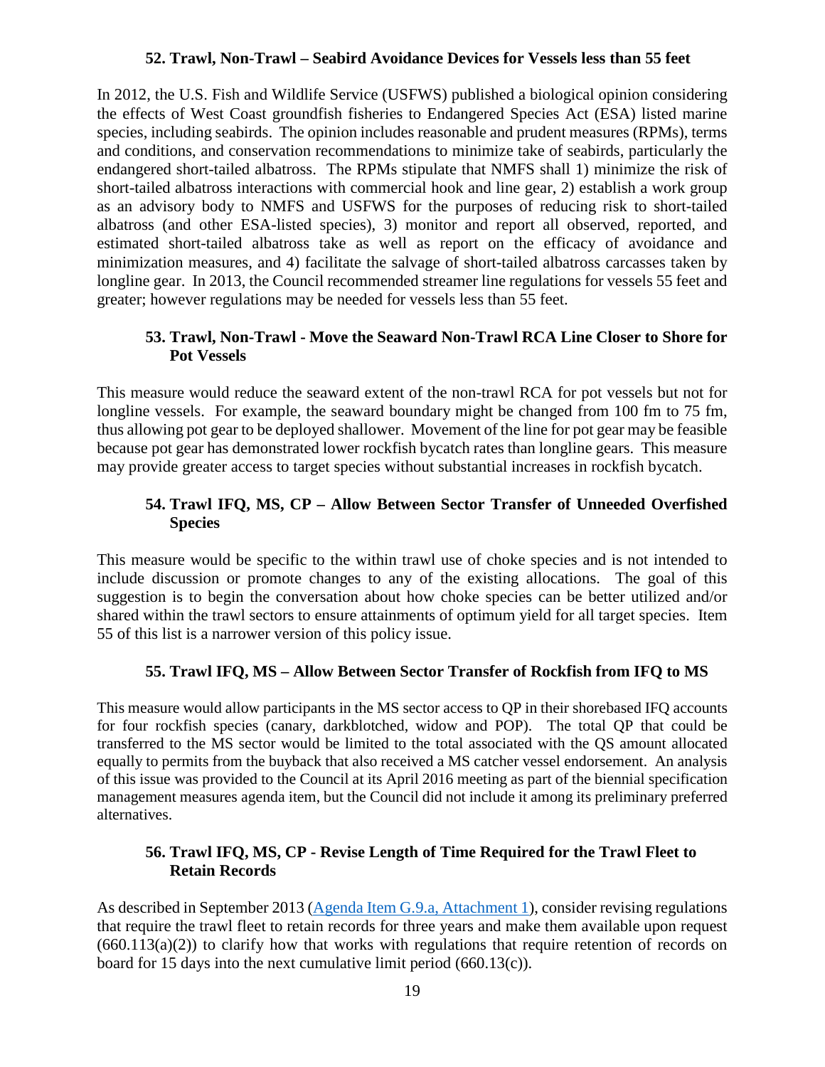### 52. Trawl, Non-Trawl – Seabird Avoidance Devices for Vessels less than 55 feet

In 2012, the U.S. Fish and Wildlife Service (USFWS) published a biological opinion considering the effects of West Coast groundfish fisheries to Endangered Species Act (ESA) listed marine species, including seabirds. The opinion includes reasonable and prudent measures (RPMs), terms and conditions, and conservation recommendations to minimize take of seabirds, particularly the endangered short-tailed albatross. The RPMs stipulate that NMFS shall 1) minimize the risk of short-tailed albatross interactions with commercial hook and line gear, 2) establish a work group as an advisory body to NMFS and USFWS for the purposes of reducing risk to short-tailed albatross (and other ESA-listed species), 3) monitor and report all observed, reported, and estimated short-tailed albatross take as well as report on the efficacy of avoidance and minimization measures, and 4) facilitate the salvage of short-tailed albatross carcasses taken by longline gear. In 2013, the Council recommended streamer line regulations for vessels 55 feet and greater; however regulations may be needed for vessels less than 55 feet.

### 53. Trawl, Non-Trawl - Move the Seaward Non-Trawl RCA Line Closer to Shore for Pot Vessels

This measure would reduce the seaward extent of the non-trawl RCA for pot vessels but not for longline vessels. For example, the seaward boundary might be changed from 100 fm to 75 fm, thus allowing pot gear to be deployed shallower. Movement of the line for pot gear may be feasible because pot gear has demonstrated lower rockfish bycatch rates than longline gears. This measure may provide greater access to target species without substantial increases in rockfish bycatch.

### 54. Trawl IFQ, MS, CP – Allow Between Sector Transfer of Unneeded Overfished Species

This measure would be specific to the within trawl use of choke species and is not intended to include discussion or promote changes to any of the existing allocations. The goal of this suggestion is to begin the conversation about how choke species can be better utilized and/or shared within the trawl sectors to ensure attainments of optimum yield for all target species. Item 55 of this list is a narrower version of this policy issue.

### 55. Trawl IFQ, MS – Allow Between Sector Transfer of Rockfish from IFQ to MS

This measure would allow participants in the MS sector access to QP in their shorebased IFQ accounts for four rockfish species (canary, darkblotched, widow and POP). The total QP that could be transferred to the MS sector would be limited to the total associated with the QS amount allocated equally to permits from the buyback that also received a MS catcher vessel endorsement. An analysis of this issue was provided to the Council at its April 2016 meeting as part of the biennial specification management measures agenda item, but the Council did not include it among its preliminary preferred alternatives.

### 56. Trawl IFQ, MS, CP - Revise Length of Time Required for the Trawl Fleet to Retain Records

As described in September 2013 (Agenda Item G.9.a, Attachment 1), consider revising regulations that require the trawl fleet to retain records for three years and make them available upon request (660.113(a)(2)) to clarify how that works with regulations that require retention of records on board for 15 days into the next cumulative limit period (660.13(c)).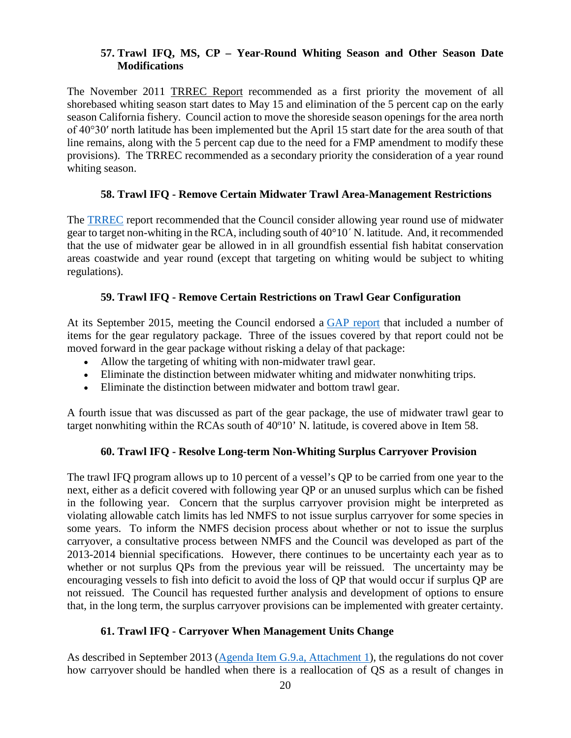### 57. Trawl IFQ, MS, CP – Year-Round Whiting Season and Other Season Date Modifications

The November 2011 TRREC Report recommended as a first priority the movement of all shorebased whiting season start dates to May 15 and elimination of the 5 percent cap on the early season California fishery. Council action to move the shoreside season openings for the area north of 40°30′ north latitude has been implemented but the April 15 start date for the area south of that line remains, along with the 5 percent cap due to the need for a FMP amendment to modify these provisions). The TRREC recommended as a secondary priority the consideration of a year round whiting season.

### 58. Trawl IFQ - Remove Certain Midwater Trawl Area-Management Restrictions

The TRREC report recommended that the Council consider allowing year round use of midwater gear to target non-whiting in the RCA, including south of 40°10′ N. latitude. And, it recommended that the use of midwater gear be allowed in in all groundfish essential fish habitat conservation areas coastwide and year round (except that targeting on whiting would be subject to whiting regulations).

### 59. Trawl IFQ - Remove Certain Restrictions on Trawl Gear Configuration

At its September 2015, meeting the Council endorsed a GAP report that included a number of items for the gear regulatory package. Three of the issues covered by that report could not be moved forward in the gear package without risking a delay of that package:

- Allow the targeting of whiting with non-midwater trawl gear.
- Eliminate the distinction between midwater whiting and midwater nonwhiting trips.
- Eliminate the distinction between midwater and bottom trawl gear.

A fourth issue that was discussed as part of the gear package, the use of midwater trawl gear to target nonwhiting within the RCAs south of 40°10’ N. latitude, is covered above in Item 58.

### 60. Trawl IFQ - Resolve Long-term Non-Whiting Surplus Carryover Provision

The trawl IFQ program allows up to 10 percent of a vessel’s QP to be carried from one year to the next, either as a deficit covered with following year QP or an unused surplus which can be fished in the following year. Concern that the surplus carryover provision might be interpreted as violating allowable catch limits has led NMFS to not issue surplus carryover for some species in some years. To inform the NMFS decision process about whether or not to issue the surplus carryover, a consultative process between NMFS and the Council was developed as part of the 2013-2014 biennial specifications. However, there continues to be uncertainty each year as to whether or not surplus QPs from the previous year will be reissued. The uncertainty may be encouraging vessels to fish into deficit to avoid the loss of QP that would occur if surplus QP are not reissued. The Council has requested further analysis and development of options to ensure that, in the long term, the surplus carryover provisions can be implemented with greater certainty.

### 61. Trawl IFQ - Carryover When Management Units Change

As described in September 2013 (Agenda Item G.9.a, Attachment 1), the regulations do not cover how carryover should be handled when there is a reallocation of QS as a result of changes in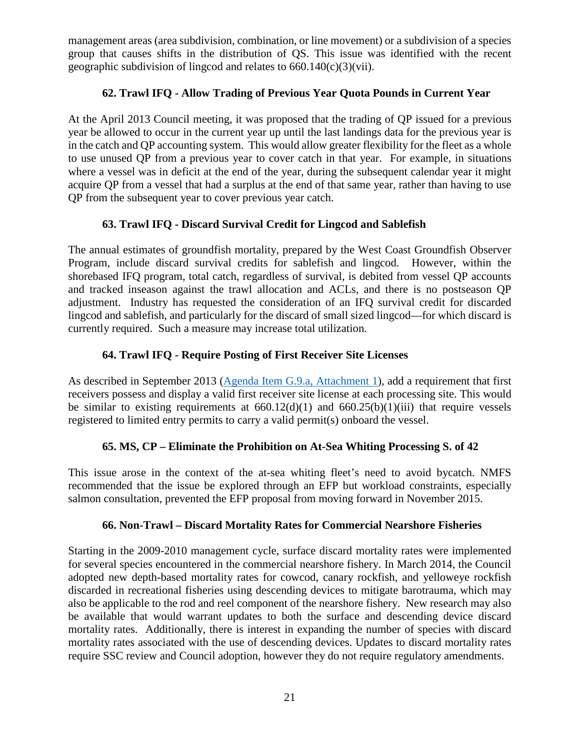management areas (area subdivision, combination, or line movement) or a subdivision of a species group that causes shifts in the distribution of QS. This issue was identified with the recent geographic subdivision of lingcod and relates to 660.140(c)(3)(vii).

### 62. Trawl IFQ - Allow Trading of Previous Year Quota Pounds in Current Year

At the April 2013 Council meeting, it was proposed that the trading of QP issued for a previous year be allowed to occur in the current year up until the last landings data for the previous year is in the catch and QP accounting system. This would allow greater flexibility for the fleet as a whole to use unused QP from a previous year to cover catch in that year. For example, in situations where a vessel was in deficit at the end of the year, during the subsequent calendar year it might acquire QP from a vessel that had a surplus at the end of that same year, rather than having to use QP from the subsequent year to cover previous year catch.

### 63. Trawl IFQ - Discard Survival Credit for Lingcod and Sablefish

The annual estimates of groundfish mortality, prepared by the West Coast Groundfish Observer Program, include discard survival credits for sablefish and lingcod. However, within the shorebased IFQ program, total catch, regardless of survival, is debited from vessel QP accounts and tracked inseason against the trawl allocation and ACLs, and there is no postseason QP adjustment. Industry has requested the consideration of an IFQ survival credit for discarded lingcod and sablefish, and particularly for the discard of small sized lingcod—for which discard is currently required. Such a measure may increase total utilization.

### 64. Trawl IFQ - Require Posting of First Receiver Site Licenses

As described in September 2013 (Agenda Item G.9.a, Attachment 1), add a requirement that first receivers possess and display a valid first receiver site license at each processing site. This would be similar to existing requirements at 660.12(d)(1) and 660.25(b)(1)(iii) that require vessels registered to limited entry permits to carry a valid permit(s) onboard the vessel.

### 65. MS, CP – Eliminate the Prohibition on At-Sea Whiting Processing S. of 42

This issue arose in the context of the at-sea whiting fleet's need to avoid bycatch. NMFS recommended that the issue be explored through an EFP but workload constraints, especially salmon consultation, prevented the EFP proposal from moving forward in November 2015.

### 66. Non-Trawl – Discard Mortality Rates for Commercial Nearshore Fisheries

Starting in the 2009-2010 management cycle, surface discard mortality rates were implemented for several species encountered in the commercial nearshore fishery. In March 2014, the Council adopted new depth-based mortality rates for cowcod, canary rockfish, and yelloweye rockfish discarded in recreational fisheries using descending devices to mitigate barotrauma, which may also be applicable to the rod and reel component of the nearshore fishery. New research may also be available that would warrant updates to both the surface and descending device discard mortality rates. Additionally, there is interest in expanding the number of species with discard mortality rates associated with the use of descending devices. Updates to discard mortality rates require SSC review and Council adoption, however they do not require regulatory amendments.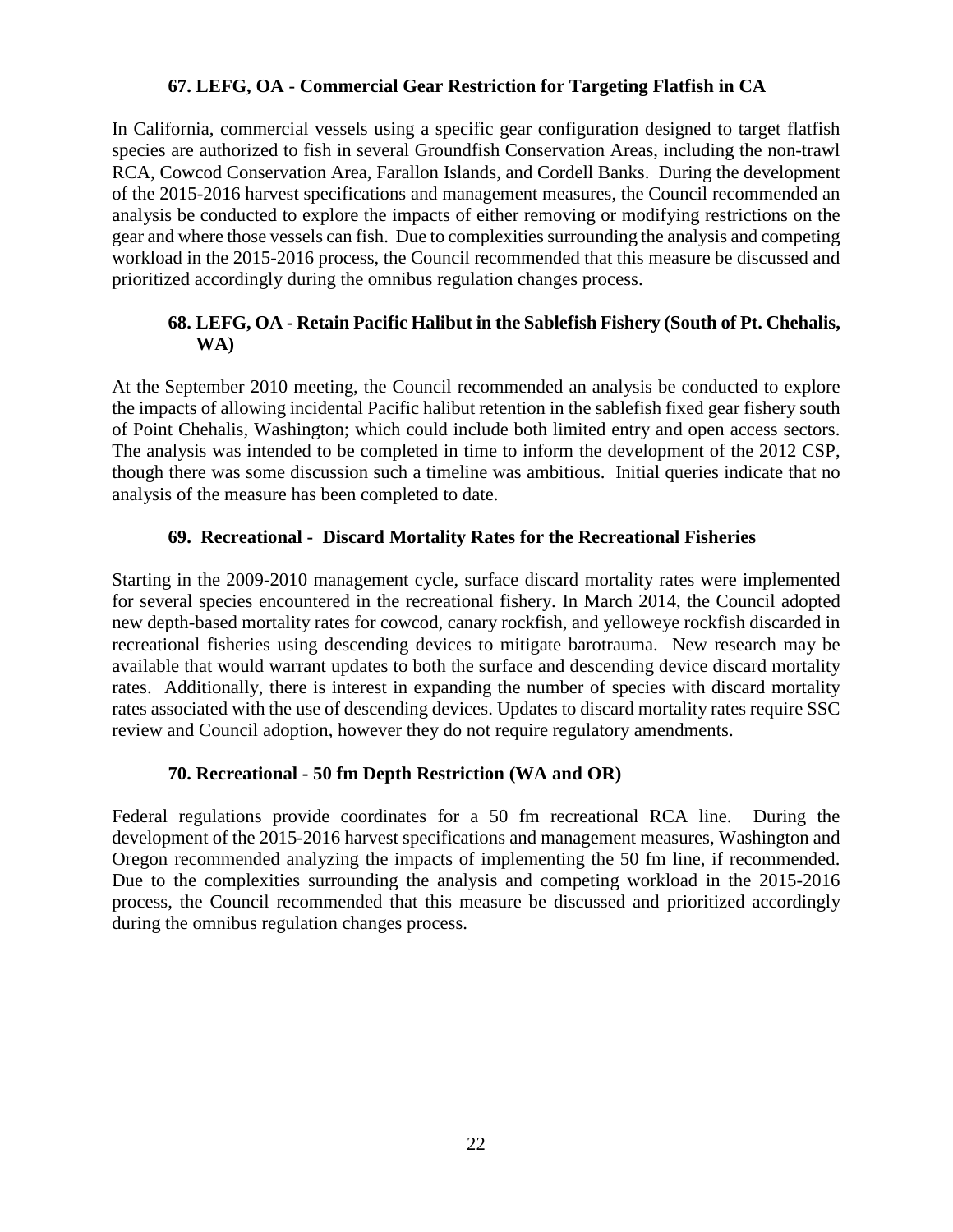### 67. LEFG, OA - Commercial Gear Restriction for Targeting Flatfish in CA

In California, commercial vessels using a specific gear configuration designed to target flatfish species are authorized to fish in several Groundfish Conservation Areas, including the non-trawl RCA, Cowcod Conservation Area, Farallon Islands, and Cordell Banks. During the development of the 2015-2016 harvest specifications and management measures, the Council recommended an analysis be conducted to explore the impacts of either removing or modifying restrictions on the gear and where those vessels can fish. Due to complexities surrounding the analysis and competing workload in the 2015-2016 process, the Council recommended that this measure be discussed and prioritized accordingly during the omnibus regulation changes process.

### 68. LEFG, OA - Retain Pacific Halibut in the Sablefish Fishery (South of Pt. Chehalis, WA)

At the September 2010 meeting, the Council recommended an analysis be conducted to explore the impacts of allowing incidental Pacific halibut retention in the sablefish fixed gear fishery south of Point Chehalis, Washington; which could include both limited entry and open access sectors. The analysis was intended to be completed in time to inform the development of the 2012 CSP, though there was some discussion such a timeline was ambitious. Initial queries indicate that no analysis of the measure has been completed to date.

### 69. Recreational - Discard Mortality Rates for the Recreational Fisheries

Starting in the 2009-2010 management cycle, surface discard mortality rates were implemented for several species encountered in the recreational fishery. In March 2014, the Council adopted new depth-based mortality rates for cowcod, canary rockfish, and yelloweye rockfish discarded in recreational fisheries using descending devices to mitigate barotrauma. New research may be available that would warrant updates to both the surface and descending device discard mortality rates. Additionally, there is interest in expanding the number of species with discard mortality rates associated with the use of descending devices. Updates to discard mortality rates require SSC review and Council adoption, however they do not require regulatory amendments.

### 70. Recreational - 50 fm Depth Restriction (WA and OR)

Federal regulations provide coordinates for a 50 fm recreational RCA line. During the development of the 2015-2016 harvest specifications and management measures, Washington and Oregon recommended analyzing the impacts of implementing the 50 fm line, if recommended. Due to the complexities surrounding the analysis and competing workload in the 2015-2016 process, the Council recommended that this measure be discussed and prioritized accordingly during the omnibus regulation changes process.